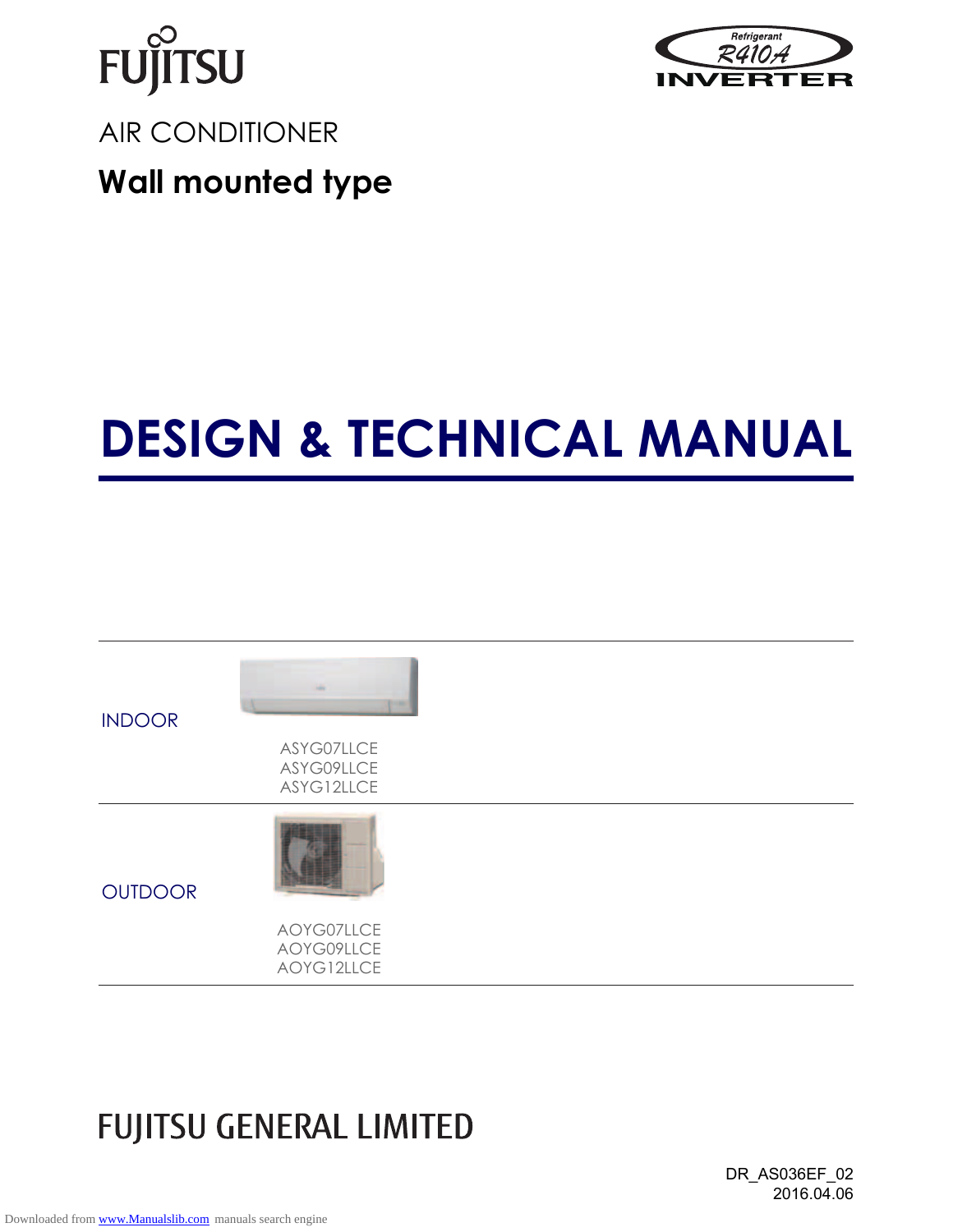FUJITSU

Refrigerant R410A INVERTER

AIR CONDITIONER

**Wall mounted type**

# DESIGN & TECHNICAL MANUAL

| | |
|---|---|
| INDOOR | ASYG07LLCE<br>ASYG09LLCE<br>ASYG12LLCE |
| OUTDOOR | AOYG07LLCE<br>AOYG09LLCE<br>AOYG12LLCE |

FUJITSU GENERAL LIMITED

DR_AS036EF_02
2016.04.06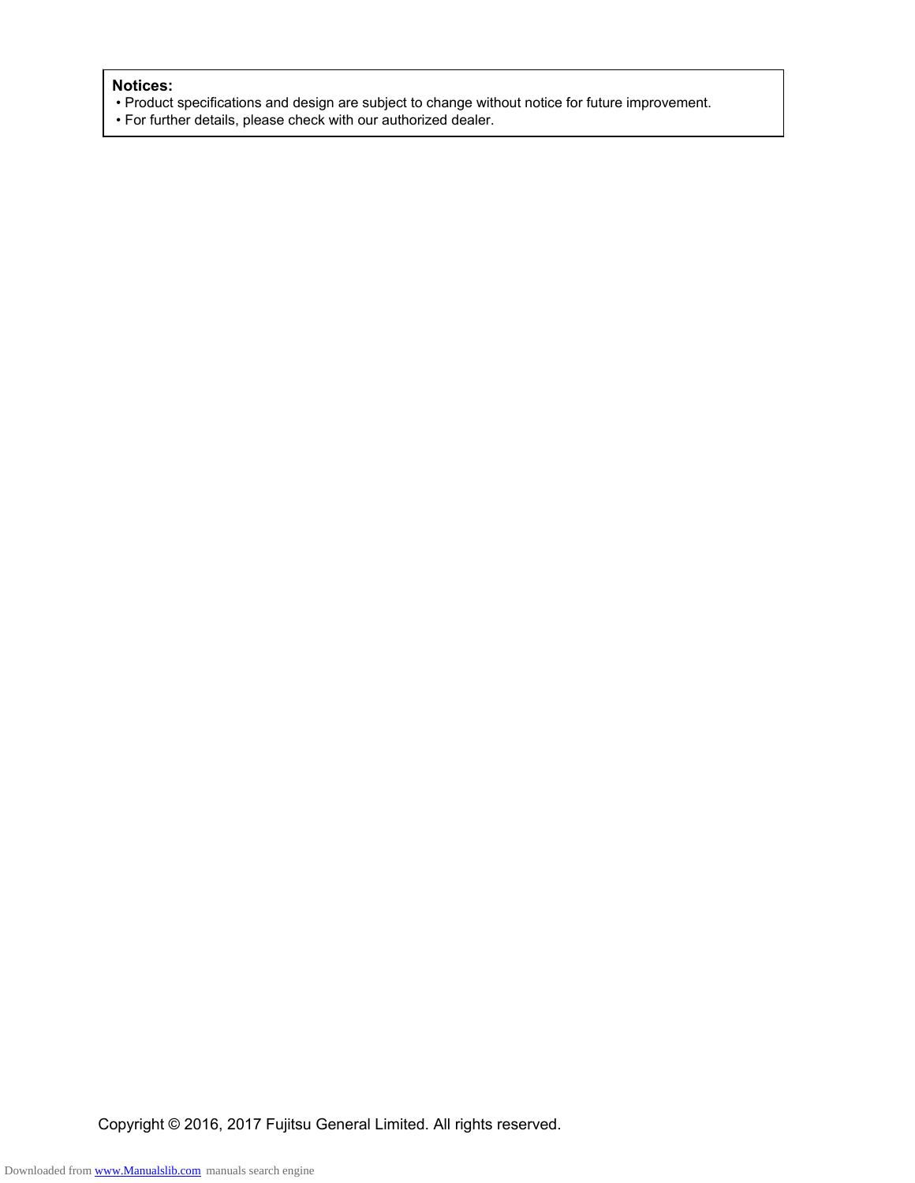**Notices:**

- Product specifications and design are subject to change without notice for future improvement.
- For further details, please check with our authorized dealer.

Copyright © 2016, 2017 Fujitsu General Limited. All rights reserved.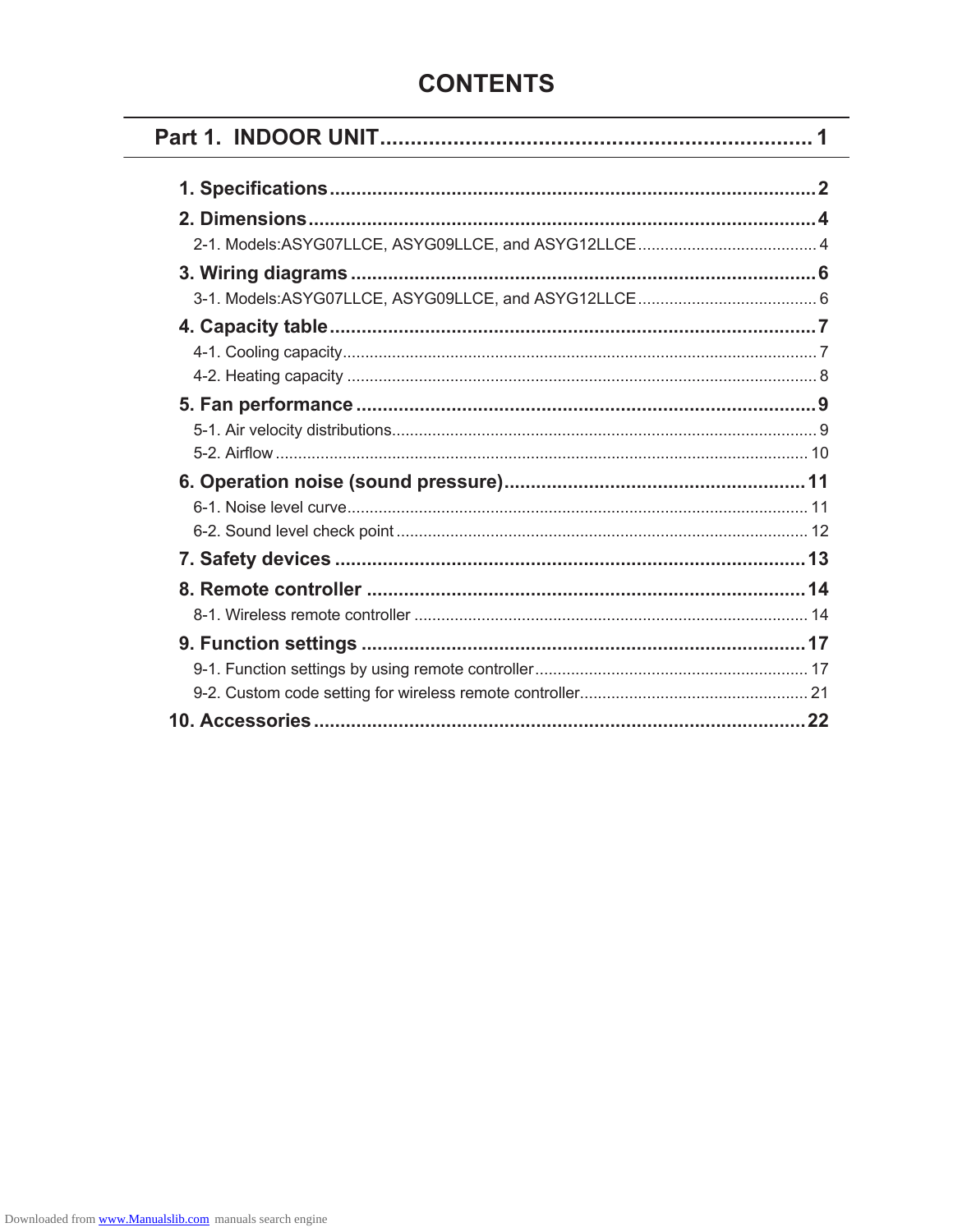# CONTENTS

## Part 1. INDOOR UNIT ........................................................................ 1

**1. Specifications** ........................................................................ **2**

**2. Dimensions** ........................................................................ **4**

2-1. Models:ASYG07LLCE, ASYG09LLCE, and ASYG12LLCE ........................................ 4

**3. Wiring diagrams** ........................................................................ **6**

3-1. Models:ASYG07LLCE, ASYG09LLCE, and ASYG12LLCE ........................................ 6

**4. Capacity table** ........................................................................ **7**

4-1. Cooling capacity ........................................................................ 7

4-2. Heating capacity ........................................................................ 8

**5. Fan performance** ........................................................................ **9**

5-1. Air velocity distributions ........................................................................ 9

5-2. Airflow ........................................................................ 10

**6. Operation noise (sound pressure)** ........................................................ **11**

6-1. Noise level curve ........................................................................ 11

6-2. Sound level check point ........................................................................ 12

**7. Safety devices** ........................................................................ **13**

**8. Remote controller** ........................................................................ **14**

8-1. Wireless remote controller ........................................................................ 14

**9. Function settings** ........................................................................ **17**

9-1. Function settings by using remote controller ............................................ 17

9-2. Custom code setting for wireless remote controller ...................................... 21

**10. Accessories** ........................................................................ **22**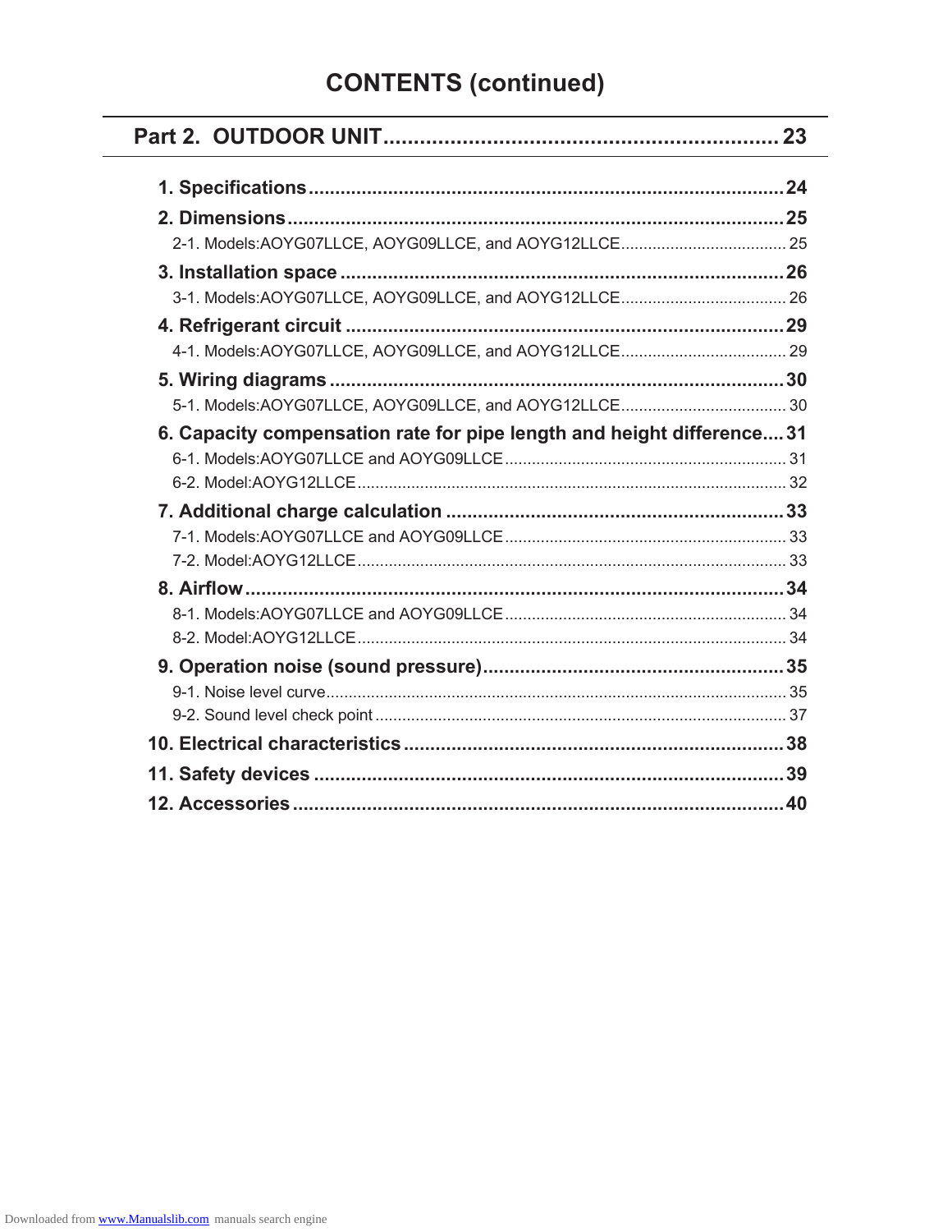# CONTENTS (continued)

## Part 2. OUTDOOR UNIT .................................................................. 23

**1. Specifications** .......................................................................................... **24**

**2. Dimensions** ............................................................................................ **25**

2-1. Models:AOYG07LLCE, AOYG09LLCE, and AOYG12LLCE..................................... 25

**3. Installation space** .................................................................................. **26**

3-1. Models:AOYG07LLCE, AOYG09LLCE, and AOYG12LLCE..................................... 26

**4. Refrigerant circuit** .................................................................................. **29**

4-1. Models:AOYG07LLCE, AOYG09LLCE, and AOYG12LLCE..................................... 29

**5. Wiring diagrams** .................................................................................... **30**

5-1. Models:AOYG07LLCE, AOYG09LLCE, and AOYG12LLCE..................................... 30

**6. Capacity compensation rate for pipe length and height difference.... 31**

6-1. Models:AOYG07LLCE and AOYG09LLCE............................................................... 31

6-2. Model:AOYG12LLCE............................................................................................... 32

**7. Additional charge calculation** ................................................................ **33**

7-1. Models:AOYG07LLCE and AOYG09LLCE............................................................... 33

7-2. Model:AOYG12LLCE............................................................................................... 33

**8. Airflow** ....................................................................................................... **34**

8-1. Models:AOYG07LLCE and AOYG09LLCE............................................................... 34

8-2. Model:AOYG12LLCE............................................................................................... 34

**9. Operation noise (sound pressure)** ........................................................ **35**

9-1. Noise level curve...................................................................................................... 35

9-2. Sound level check point ........................................................................................... 37

**10. Electrical characteristics** ...................................................................... **38**

**11. Safety devices** ......................................................................................... **39**

**12. Accessories** ............................................................................................. **40**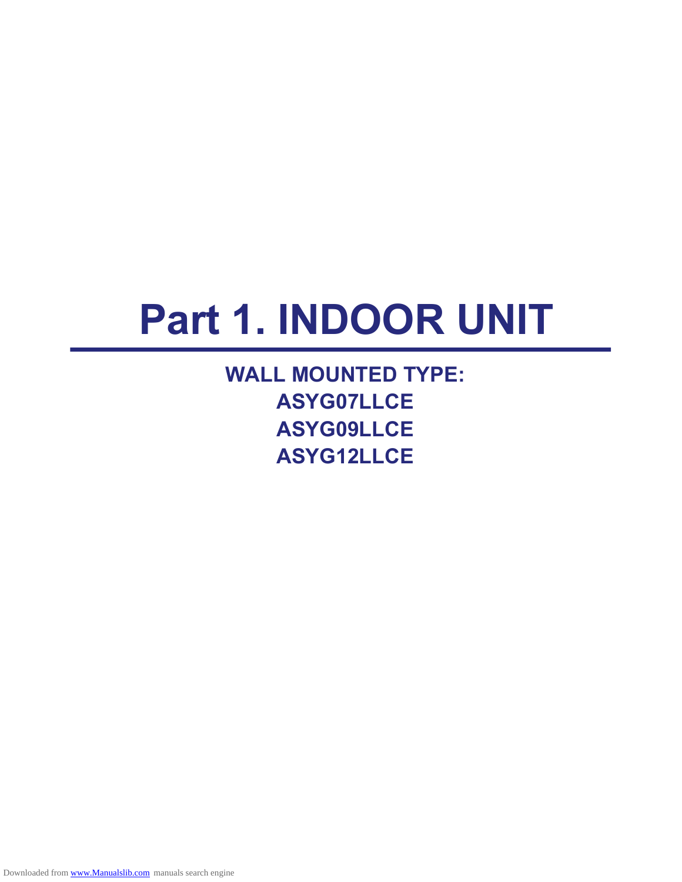# Part 1. INDOOR UNIT

**WALL MOUNTED TYPE:**
**ASYG07LLCE**
**ASYG09LLCE**
**ASYG12LLCE**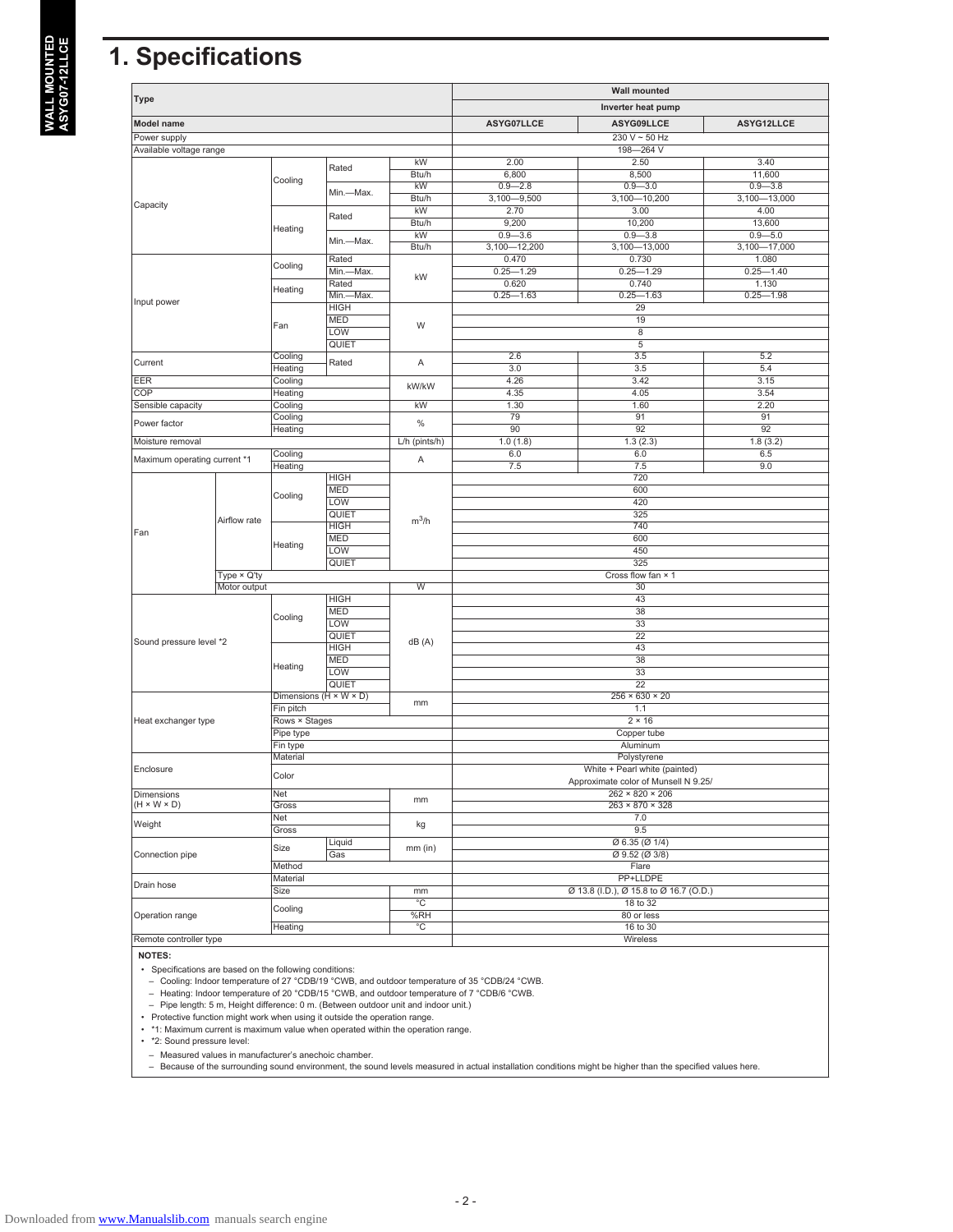# 1. Specifications

| Type | | | | Wall mounted | | |
|---|---|---|---|---|---|---|
| | | | | Inverter heat pump | | |
| **Model name** | | | | **ASYG07LLCE** | **ASYG09LLCE** | **ASYG12LLCE** |
| Power supply | | | | 230 V ~ 50 Hz | | |
| Available voltage range | | | | 198—264 V | | |
| Capacity | Cooling | Rated | kW | 2.00 | 2.50 | 3.40 |
| | | | Btu/h | 6,800 | 8,500 | 11,600 |
| | | Min.—Max. | kW | 0.9—2.8 | 0.9—3.0 | 0.9—3.8 |
| | | | Btu/h | 3,100—9,500 | 3,100—10,200 | 3,100—13,000 |
| | Heating | Rated | kW | 2.70 | 3.00 | 4.00 |
| | | | Btu/h | 9,200 | 10,200 | 13,600 |
| | | Min.—Max. | kW | 0.9—3.6 | 0.9—3.8 | 0.9—5.0 |
| | | | Btu/h | 3,100—12,200 | 3,100—13,000 | 3,100—17,000 |
| Input power | Cooling | Rated | kW | 0.470 | 0.730 | 1.080 |
| | | Min.—Max. | | 0.25—1.29 | 0.25—1.29 | 0.25—1.40 |
| | Heating | Rated | | 0.620 | 0.740 | 1.130 |
| | | Min.—Max. | | 0.25—1.63 | 0.25—1.63 | 0.25—1.98 |
| | Fan | HIGH | W | 29 | | |
| | | MED | | 19 | | |
| | | LOW | | 8 | | |
| | | QUIET | | 5 | | |
| Current | Cooling | Rated | A | 2.6 | 3.5 | 5.2 |
| | Heating | | | 3.0 | 3.5 | 5.4 |
| EER | Cooling | | kW/kW | 4.26 | 3.42 | 3.15 |
| COP | Heating | | | 4.35 | 4.05 | 3.54 |
| Sensible capacity | Cooling | | kW | 1.30 | 1.60 | 2.20 |
| Power factor | Cooling | | % | 79 | 91 | 91 |
| | Heating | | | 90 | 92 | 92 |
| Moisture removal | | | L/h (pints/h) | 1.0 (1.8) | 1.3 (2.3) | 1.8 (3.2) |
| Maximum operating current *1 | Cooling | | A | 6.0 | 6.0 | 6.5 |
| | Heating | | | 7.5 | 7.5 | 9.0 |
| Fan | Airflow rate — Cooling | HIGH | $m^3/h$ | 720 | | |
| | | MED | | 600 | | |
| | | LOW | | 420 | | |
| | | QUIET | | 325 | | |
| | Airflow rate — Heating | HIGH | | 740 | | |
| | | MED | | 600 | | |
| | | LOW | | 450 | | |
| | | QUIET | | 325 | | |
| | Type × Q'ty | | | Cross flow fan × 1 | | |
| | Motor output | | W | 30 | | |
| Sound pressure level *2 | Cooling | HIGH | dB (A) | 43 | | |
| | | MED | | 38 | | |
| | | LOW | | 33 | | |
| | | QUIET | | 22 | | |
| | Heating | HIGH | | 43 | | |
| | | MED | | 38 | | |
| | | LOW | | 33 | | |
| | | QUIET | | 22 | | |
| Heat exchanger type | Dimensions (H × W × D) | | mm | 256 × 630 × 20 | | |
| | Fin pitch | | | 1.1 | | |
| | Rows × Stages | | | 2 × 16 | | |
| | Pipe type | | | Copper tube | | |
| | Fin type | | | Aluminum | | |
| Enclosure | Material | | | Polystyrene | | |
| | Color | | | White + Pearl white (painted) Approximate color of Munsell N 9.25/ | | |
| Dimensions (H × W × D) | Net | | mm | 262 × 820 × 206 | | |
| | Gross | | | 263 × 870 × 328 | | |
| Weight | Net | | kg | 7.0 | | |
| | Gross | | | 9.5 | | |
| Connection pipe | Size | Liquid | mm (in) | Ø 6.35 (Ø 1/4) | | |
| | | Gas | | Ø 9.52 (Ø 3/8) | | |
| | Method | | | Flare | | |
| Drain hose | Material | | | PP+LLDPE | | |
| | Size | | mm | Ø 13.8 (I.D.), Ø 15.8 to Ø 16.7 (O.D.) | | |
| Operation range | Cooling | | °C | 18 to 32 | | |
| | | | %RH | 80 or less | | |
| | Heating | | °C | 16 to 30 | | |
| Remote controller type | | | | Wireless | | |

**NOTES:**

- Specifications are based on the following conditions:
  - Cooling: Indoor temperature of 27 °CDB/19 °CWB, and outdoor temperature of 35 °CDB/24 °CWB.
  - Heating: Indoor temperature of 20 °CDB/15 °CWB, and outdoor temperature of 7 °CDB/6 °CWB.
  - Pipe length: 5 m, Height difference: 0 m. (Between outdoor unit and indoor unit.)
- Protective function might work when using it outside the operation range.
- *1: Maximum current is maximum value when operated within the operation range.
- *2: Sound pressure level:
  - Measured values in manufacturer's anechoic chamber.
  - Because of the surrounding sound environment, the sound levels measured in actual installation conditions might be higher than the specified values here.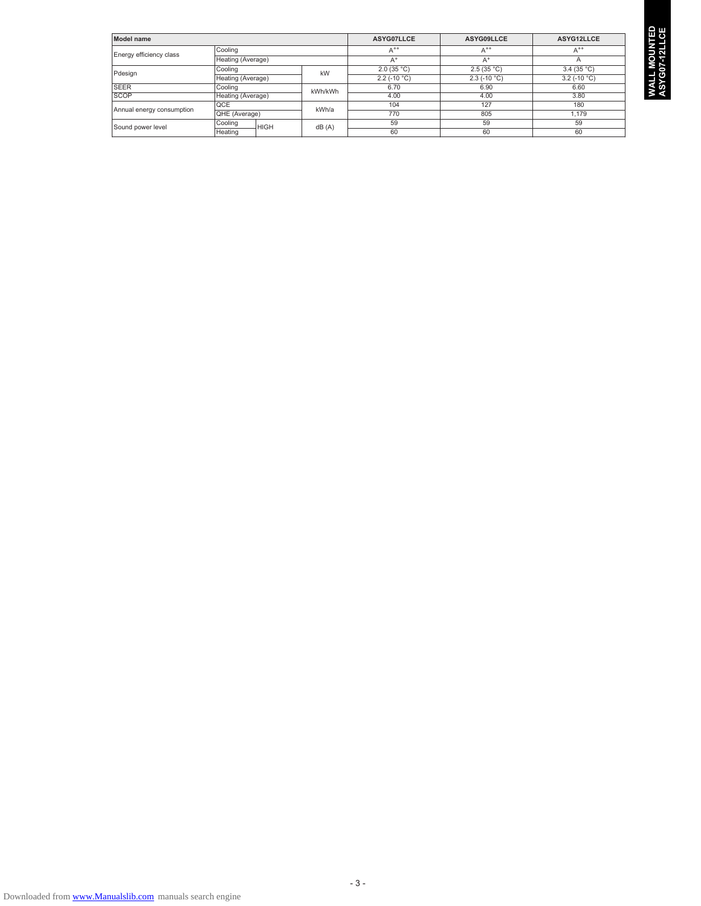| Model name | | | | ASYG07LLCE | ASYG09LLCE | ASYG12LLCE |
|---|---|---|---|---|---|---|
| Energy efficiency class | Cooling | | | A$^{++}$ | A$^{++}$ | A$^{++}$ |
| | Heating (Average) | | | A$^{+}$ | A$^{+}$ | A |
| Pdesign | Cooling | | kW | 2.0 (35 °C) | 2.5 (35 °C) | 3.4 (35 °C) |
| | Heating (Average) | | | 2.2 (-10 °C) | 2.3 (-10 °C) | 3.2 (-10 °C) |
| SEER | Cooling | | kWh/kWh | 6.70 | 6.90 | 6.60 |
| SCOP | Heating (Average) | | | 4.00 | 4.00 | 3.80 |
| Annual energy consumption | QCE | | kWh/a | 104 | 127 | 180 |
| | QHE (Average) | | | 770 | 805 | 1,179 |
| Sound power level | Cooling | HIGH | dB (A) | 59 | 59 | 59 |
| | Heating | | | 60 | 60 | 60 |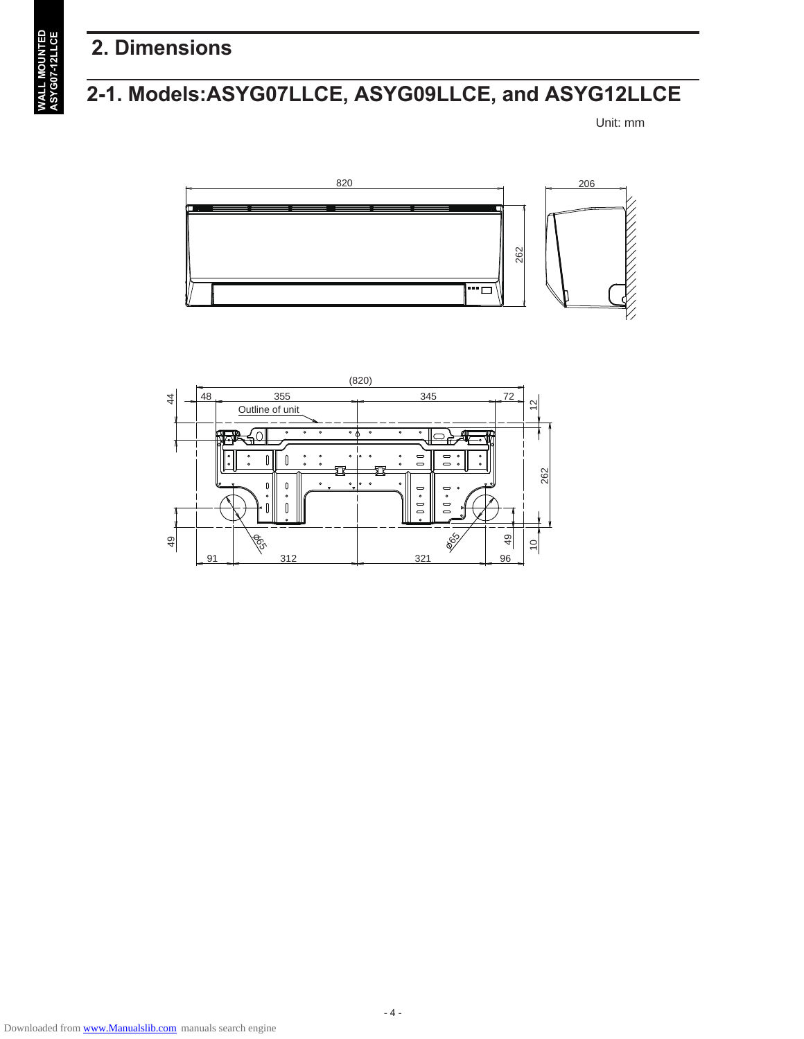## 2. Dimensions

## 2-1. Models:ASYG07LLCE, ASYG09LLCE, and ASYG12LLCE

Unit: mm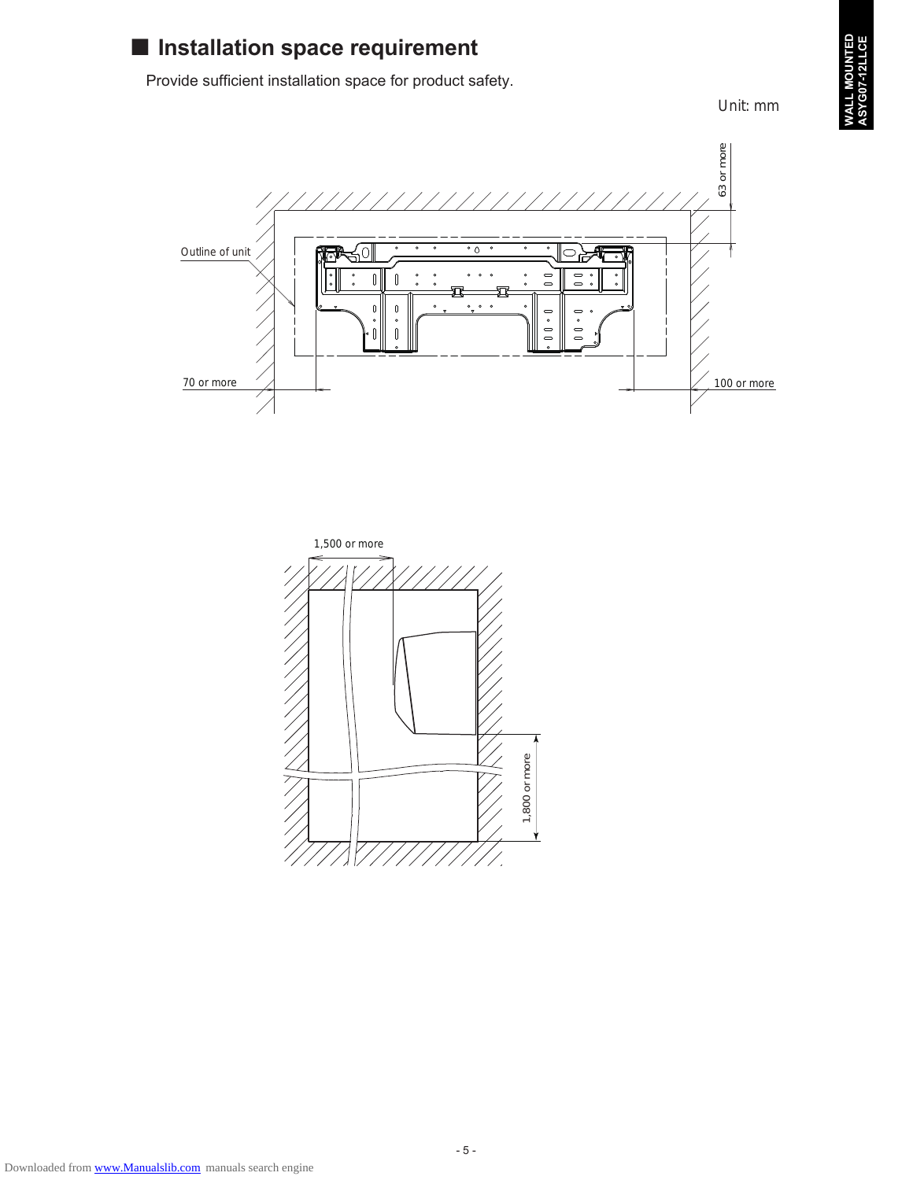## ■ Installation space requirement

Provide sufficient installation space for product safety.

Unit: mm

Outline of unit

63 or more

70 or more

100 or more

1,500 or more

1,800 or more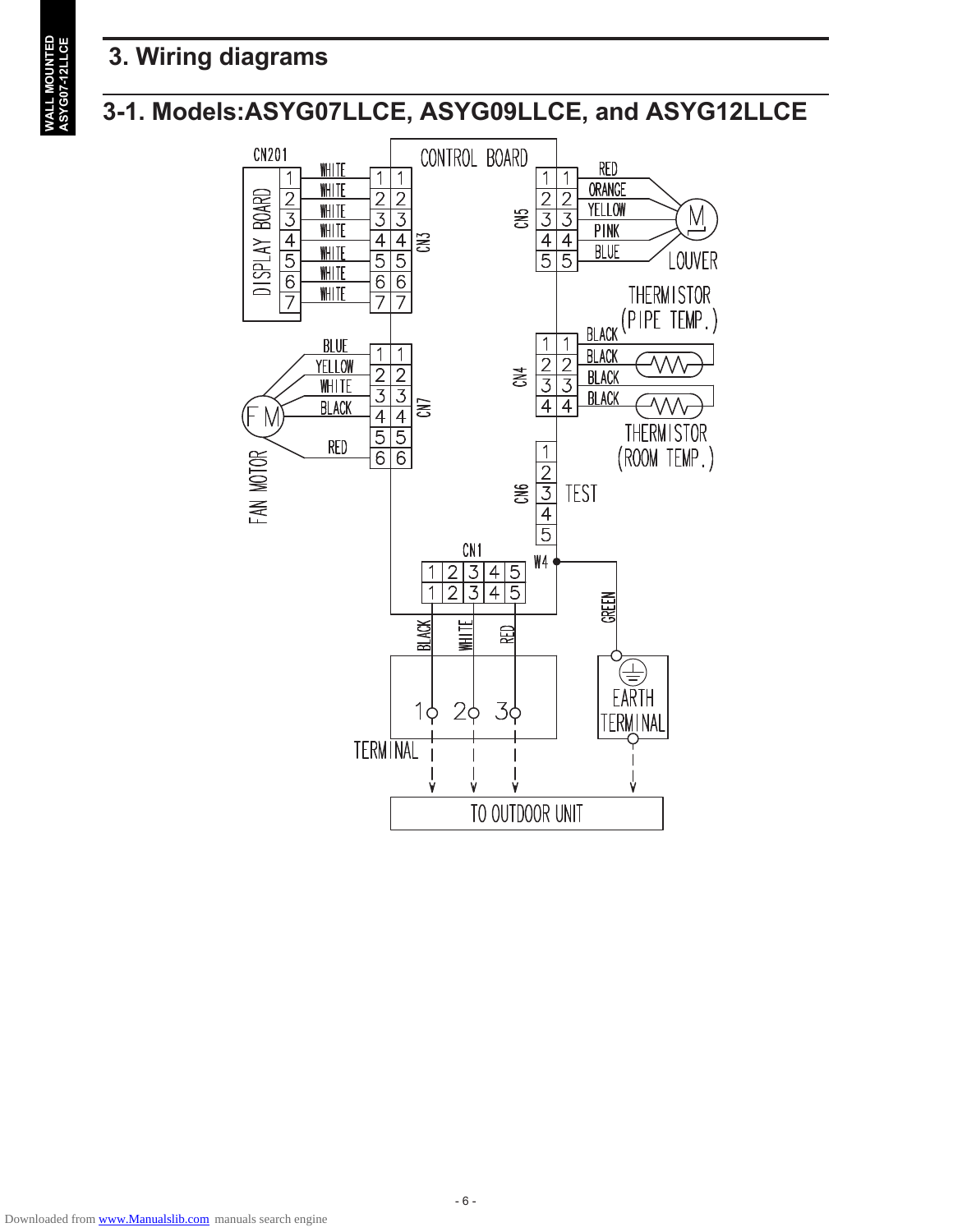# 3. Wiring diagrams

## 3-1. Models:ASYG07LLCE, ASYG09LLCE, and ASYG12LLCE

CN201

DISPLAY BOARD

WHITE
WHITE
WHITE
WHITE
WHITE
WHITE
WHITE

CONTROL BOARD

CN3

CN5

RED
ORANGE
YELLOW
PINK
BLUE

M

LOUVER

THERMISTOR (PIPE TEMP.)

BLACK
BLACK
BLACK
BLACK

CN4

THERMISTOR (ROOM TEMP.)

BLUE
YELLOW
WHITE
BLACK
RED

FM

FAN MOTOR

CN7

CN6

TEST

CN1

W4

BLACK
WHITE
RED

GREEN

TERMINAL

EARTH TERMINAL

TO OUTDOOR UNIT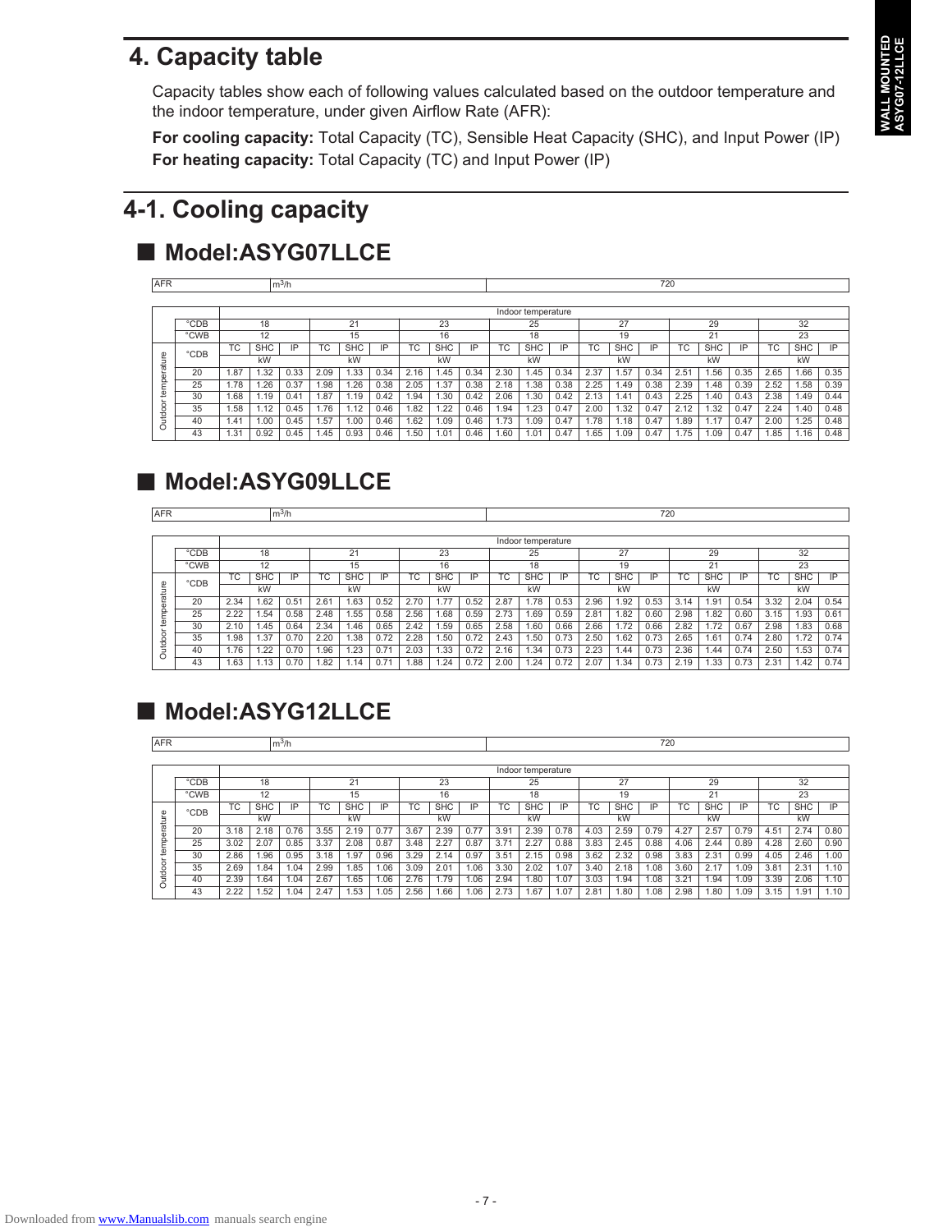# 4. Capacity table

Capacity tables show each of following values calculated based on the outdoor temperature and the indoor temperature, under given Airflow Rate (AFR):

**For cooling capacity:** Total Capacity (TC), Sensible Heat Capacity (SHC), and Input Power (IP)
**For heating capacity:** Total Capacity (TC) and Input Power (IP)

# 4-1. Cooling capacity

## ■ Model:ASYG07LLCE

| AFR | $m^3/h$ | 720 |
|---|---|---|

| | | Indoor temperature | | | | | | | | | | | | | | | | | |
|---|---|---|---|---|---|---|---|---|---|---|---|---|---|---|---|---|---|---|---|
| | °CDB | 18 | | | 21 | | | 23 | | | 25 | | | 27 | | | 29 | | | 32 | | |
| | °CWB | 12 | | | 15 | | | 16 | | | 18 | | | 19 | | | 21 | | | 23 | | |
| | °CDB | TC | SHC | IP | TC | SHC | IP | TC | SHC | IP | TC | SHC | IP | TC | SHC | IP | TC | SHC | IP | TC | SHC | IP |
| | | kW | | | kW | | | kW | | | kW | | | kW | | | kW | | | kW | | |
| Outdoor temperature | 20 | 1.87 | 1.32 | 0.33 | 2.09 | 1.33 | 0.34 | 2.16 | 1.45 | 0.34 | 2.30 | 1.45 | 0.34 | 2.37 | 1.57 | 0.34 | 2.51 | 1.56 | 0.35 | 2.65 | 1.66 | 0.35 |
| | 25 | 1.78 | 1.26 | 0.37 | 1.98 | 1.26 | 0.38 | 2.05 | 1.37 | 0.38 | 2.18 | 1.38 | 0.38 | 2.25 | 1.49 | 0.38 | 2.39 | 1.48 | 0.39 | 2.52 | 1.58 | 0.39 |
| | 30 | 1.68 | 1.19 | 0.41 | 1.87 | 1.19 | 0.42 | 1.94 | 1.30 | 0.42 | 2.06 | 1.30 | 0.42 | 2.13 | 1.41 | 0.43 | 2.25 | 1.40 | 0.43 | 2.38 | 1.49 | 0.44 |
| | 35 | 1.58 | 1.12 | 0.45 | 1.76 | 1.12 | 0.46 | 1.82 | 1.22 | 0.46 | 1.94 | 1.23 | 0.47 | 2.00 | 1.32 | 0.47 | 2.12 | 1.32 | 0.47 | 2.24 | 1.40 | 0.48 |
| | 40 | 1.41 | 1.00 | 0.45 | 1.57 | 1.00 | 0.46 | 1.62 | 1.09 | 0.46 | 1.73 | 1.09 | 0.47 | 1.78 | 1.18 | 0.47 | 1.89 | 1.17 | 0.47 | 2.00 | 1.25 | 0.48 |
| | 43 | 1.31 | 0.92 | 0.45 | 1.45 | 0.93 | 0.46 | 1.50 | 1.01 | 0.46 | 1.60 | 1.01 | 0.47 | 1.65 | 1.09 | 0.47 | 1.75 | 1.09 | 0.47 | 1.85 | 1.16 | 0.48 |

## ■ Model:ASYG09LLCE

| AFR | $m^3/h$ | 720 |
|---|---|---|

| | | Indoor temperature | | | | | | | | | | | | | | | | | |
|---|---|---|---|---|---|---|---|---|---|---|---|---|---|---|---|---|---|---|---|
| | °CDB | 18 | | | 21 | | | 23 | | | 25 | | | 27 | | | 29 | | | 32 | | |
| | °CWB | 12 | | | 15 | | | 16 | | | 18 | | | 19 | | | 21 | | | 23 | | |
| | °CDB | TC | SHC | IP | TC | SHC | IP | TC | SHC | IP | TC | SHC | IP | TC | SHC | IP | TC | SHC | IP | TC | SHC | IP |
| | | kW | | | kW | | | kW | | | kW | | | kW | | | kW | | | kW | | |
| Outdoor temperature | 20 | 2.34 | 1.62 | 0.51 | 2.61 | 1.63 | 0.52 | 2.70 | 1.77 | 0.52 | 2.87 | 1.78 | 0.53 | 2.96 | 1.92 | 0.53 | 3.14 | 1.91 | 0.54 | 3.32 | 2.04 | 0.54 |
| | 25 | 2.22 | 1.54 | 0.58 | 2.48 | 1.55 | 0.58 | 2.56 | 1.68 | 0.59 | 2.73 | 1.69 | 0.59 | 2.81 | 1.82 | 0.60 | 2.98 | 1.82 | 0.60 | 3.15 | 1.93 | 0.61 |
| | 30 | 2.10 | 1.45 | 0.64 | 2.34 | 1.46 | 0.65 | 2.42 | 1.59 | 0.65 | 2.58 | 1.60 | 0.66 | 2.66 | 1.72 | 0.66 | 2.82 | 1.72 | 0.67 | 2.98 | 1.83 | 0.68 |
| | 35 | 1.98 | 1.37 | 0.70 | 2.20 | 1.38 | 0.72 | 2.28 | 1.50 | 0.72 | 2.43 | 1.50 | 0.73 | 2.50 | 1.62 | 0.73 | 2.65 | 1.61 | 0.74 | 2.80 | 1.72 | 0.74 |
| | 40 | 1.76 | 1.22 | 0.70 | 1.96 | 1.23 | 0.71 | 2.03 | 1.33 | 0.72 | 2.16 | 1.34 | 0.73 | 2.23 | 1.44 | 0.73 | 2.36 | 1.44 | 0.74 | 2.50 | 1.53 | 0.74 |
| | 43 | 1.63 | 1.13 | 0.70 | 1.82 | 1.14 | 0.71 | 1.88 | 1.24 | 0.72 | 2.00 | 1.24 | 0.72 | 2.07 | 1.34 | 0.73 | 2.19 | 1.33 | 0.73 | 2.31 | 1.42 | 0.74 |

## ■ Model:ASYG12LLCE

| AFR | $m^3/h$ | 720 |
|---|---|---|

| | | Indoor temperature | | | | | | | | | | | | | | | | | |
|---|---|---|---|---|---|---|---|---|---|---|---|---|---|---|---|---|---|---|---|
| | °CDB | 18 | | | 21 | | | 23 | | | 25 | | | 27 | | | 29 | | | 32 | | |
| | °CWB | 12 | | | 15 | | | 16 | | | 18 | | | 19 | | | 21 | | | 23 | | |
| | °CDB | TC | SHC | IP | TC | SHC | IP | TC | SHC | IP | TC | SHC | IP | TC | SHC | IP | TC | SHC | IP | TC | SHC | IP |
| | | kW | | | kW | | | kW | | | kW | | | kW | | | kW | | | kW | | |
| Outdoor temperature | 20 | 3.18 | 2.18 | 0.76 | 3.55 | 2.19 | 0.77 | 3.67 | 2.39 | 0.77 | 3.91 | 2.39 | 0.78 | 4.03 | 2.59 | 0.79 | 4.27 | 2.57 | 0.79 | 4.51 | 2.74 | 0.80 |
| | 25 | 3.02 | 2.07 | 0.85 | 3.37 | 2.08 | 0.87 | 3.48 | 2.27 | 0.87 | 3.71 | 2.27 | 0.88 | 3.83 | 2.45 | 0.88 | 4.06 | 2.44 | 0.89 | 4.28 | 2.60 | 0.90 |
| | 30 | 2.86 | 1.96 | 0.95 | 3.18 | 1.97 | 0.96 | 3.29 | 2.14 | 0.97 | 3.51 | 2.15 | 0.98 | 3.62 | 2.32 | 0.98 | 3.83 | 2.31 | 0.99 | 4.05 | 2.46 | 1.00 |
| | 35 | 2.69 | 1.84 | 1.04 | 2.99 | 1.85 | 1.06 | 3.09 | 2.01 | 1.06 | 3.30 | 2.02 | 1.07 | 3.40 | 2.18 | 1.08 | 3.60 | 2.17 | 1.09 | 3.81 | 2.31 | 1.10 |
| | 40 | 2.39 | 1.64 | 1.04 | 2.67 | 1.65 | 1.06 | 2.76 | 1.79 | 1.06 | 2.94 | 1.80 | 1.07 | 3.03 | 1.94 | 1.08 | 3.21 | 1.94 | 1.09 | 3.39 | 2.06 | 1.10 |
| | 43 | 2.22 | 1.52 | 1.04 | 2.47 | 1.53 | 1.05 | 2.56 | 1.66 | 1.06 | 2.73 | 1.67 | 1.07 | 2.81 | 1.80 | 1.08 | 2.98 | 1.80 | 1.09 | 3.15 | 1.91 | 1.10 |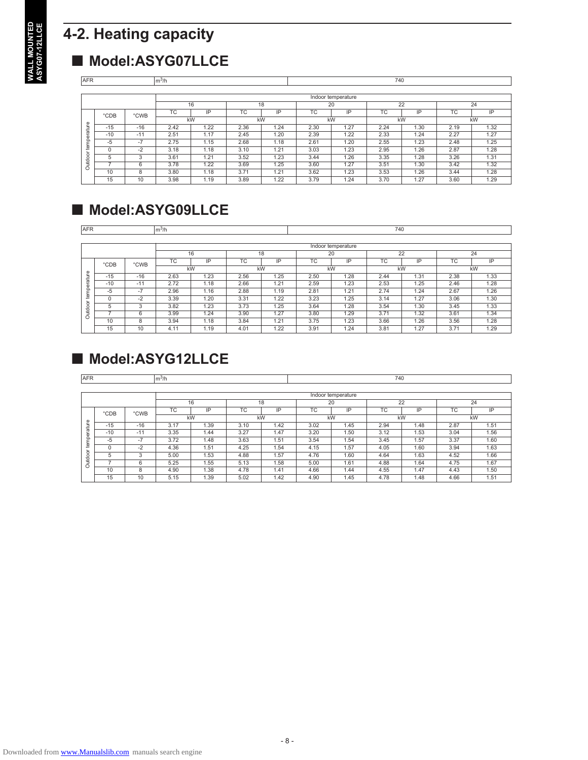## 4-2. Heating capacity

### ■ Model:ASYG07LLCE

| AFR | m$^3$/h | 740 |
|---|---|---|

| | | Indoor temperature | | | | | | | | | |
|---|---|---|---|---|---|---|---|---|---|---|---|
| | | 16 | | 18 | | 20 | | 22 | | 24 | |
| °CDB | °CWB | TC | IP | TC | IP | TC | IP | TC | IP | TC | IP |
| | | kW | | kW | | kW | | kW | | kW | |
| -15 | -16 | 2.42 | 1.22 | 2.36 | 1.24 | 2.30 | 1.27 | 2.24 | 1.30 | 2.19 | 1.32 |
| -10 | -11 | 2.51 | 1.17 | 2.45 | 1.20 | 2.39 | 1.22 | 2.33 | 1.24 | 2.27 | 1.27 |
| -5 | -7 | 2.75 | 1.15 | 2.68 | 1.18 | 2.61 | 1.20 | 2.55 | 1.23 | 2.48 | 1.25 |
| 0 | -2 | 3.18 | 1.18 | 3.10 | 1.21 | 3.03 | 1.23 | 2.95 | 1.26 | 2.87 | 1.28 |
| 5 | 3 | 3.61 | 1.21 | 3.52 | 1.23 | 3.44 | 1.26 | 3.35 | 1.28 | 3.26 | 1.31 |
| 7 | 6 | 3.78 | 1.22 | 3.69 | 1.25 | 3.60 | 1.27 | 3.51 | 1.30 | 3.42 | 1.32 |
| 10 | 8 | 3.80 | 1.18 | 3.71 | 1.21 | 3.62 | 1.23 | 3.53 | 1.26 | 3.44 | 1.28 |
| 15 | 10 | 3.98 | 1.19 | 3.89 | 1.22 | 3.79 | 1.24 | 3.70 | 1.27 | 3.60 | 1.29 |

(Rows: Outdoor temperature)

### ■ Model:ASYG09LLCE

| AFR | m$^3$/h | 740 |
|---|---|---|

| | | Indoor temperature | | | | | | | | | |
|---|---|---|---|---|---|---|---|---|---|---|---|
| | | 16 | | 18 | | 20 | | 22 | | 24 | |
| °CDB | °CWB | TC | IP | TC | IP | TC | IP | TC | IP | TC | IP |
| | | kW | | kW | | kW | | kW | | kW | |
| -15 | -16 | 2.63 | 1.23 | 2.56 | 1.25 | 2.50 | 1.28 | 2.44 | 1.31 | 2.38 | 1.33 |
| -10 | -11 | 2.72 | 1.18 | 2.66 | 1.21 | 2.59 | 1.23 | 2.53 | 1.25 | 2.46 | 1.28 |
| -5 | -7 | 2.96 | 1.16 | 2.88 | 1.19 | 2.81 | 1.21 | 2.74 | 1.24 | 2.67 | 1.26 |
| 0 | -2 | 3.39 | 1.20 | 3.31 | 1.22 | 3.23 | 1.25 | 3.14 | 1.27 | 3.06 | 1.30 |
| 5 | 3 | 3.82 | 1.23 | 3.73 | 1.25 | 3.64 | 1.28 | 3.54 | 1.30 | 3.45 | 1.33 |
| 7 | 6 | 3.99 | 1.24 | 3.90 | 1.27 | 3.80 | 1.29 | 3.71 | 1.32 | 3.61 | 1.34 |
| 10 | 8 | 3.94 | 1.18 | 3.84 | 1.21 | 3.75 | 1.23 | 3.66 | 1.26 | 3.56 | 1.28 |
| 15 | 10 | 4.11 | 1.19 | 4.01 | 1.22 | 3.91 | 1.24 | 3.81 | 1.27 | 3.71 | 1.29 |

(Rows: Outdoor temperature)

### ■ Model:ASYG12LLCE

| AFR | m$^3$/h | 740 |
|---|---|---|

| | | Indoor temperature | | | | | | | | | |
|---|---|---|---|---|---|---|---|---|---|---|---|
| | | 16 | | 18 | | 20 | | 22 | | 24 | |
| °CDB | °CWB | TC | IP | TC | IP | TC | IP | TC | IP | TC | IP |
| | | kW | | kW | | kW | | kW | | kW | |
| -15 | -16 | 3.17 | 1.39 | 3.10 | 1.42 | 3.02 | 1.45 | 2.94 | 1.48 | 2.87 | 1.51 |
| -10 | -11 | 3.35 | 1.44 | 3.27 | 1.47 | 3.20 | 1.50 | 3.12 | 1.53 | 3.04 | 1.56 |
| -5 | -7 | 3.72 | 1.48 | 3.63 | 1.51 | 3.54 | 1.54 | 3.45 | 1.57 | 3.37 | 1.60 |
| 0 | -2 | 4.36 | 1.51 | 4.25 | 1.54 | 4.15 | 1.57 | 4.05 | 1.60 | 3.94 | 1.63 |
| 5 | 3 | 5.00 | 1.53 | 4.88 | 1.57 | 4.76 | 1.60 | 4.64 | 1.63 | 4.52 | 1.66 |
| 7 | 6 | 5.25 | 1.55 | 5.13 | 1.58 | 5.00 | 1.61 | 4.88 | 1.64 | 4.75 | 1.67 |
| 10 | 8 | 4.90 | 1.38 | 4.78 | 1.41 | 4.66 | 1.44 | 4.55 | 1.47 | 4.43 | 1.50 |
| 15 | 10 | 5.15 | 1.39 | 5.02 | 1.42 | 4.90 | 1.45 | 4.78 | 1.48 | 4.66 | 1.51 |

(Rows: Outdoor temperature)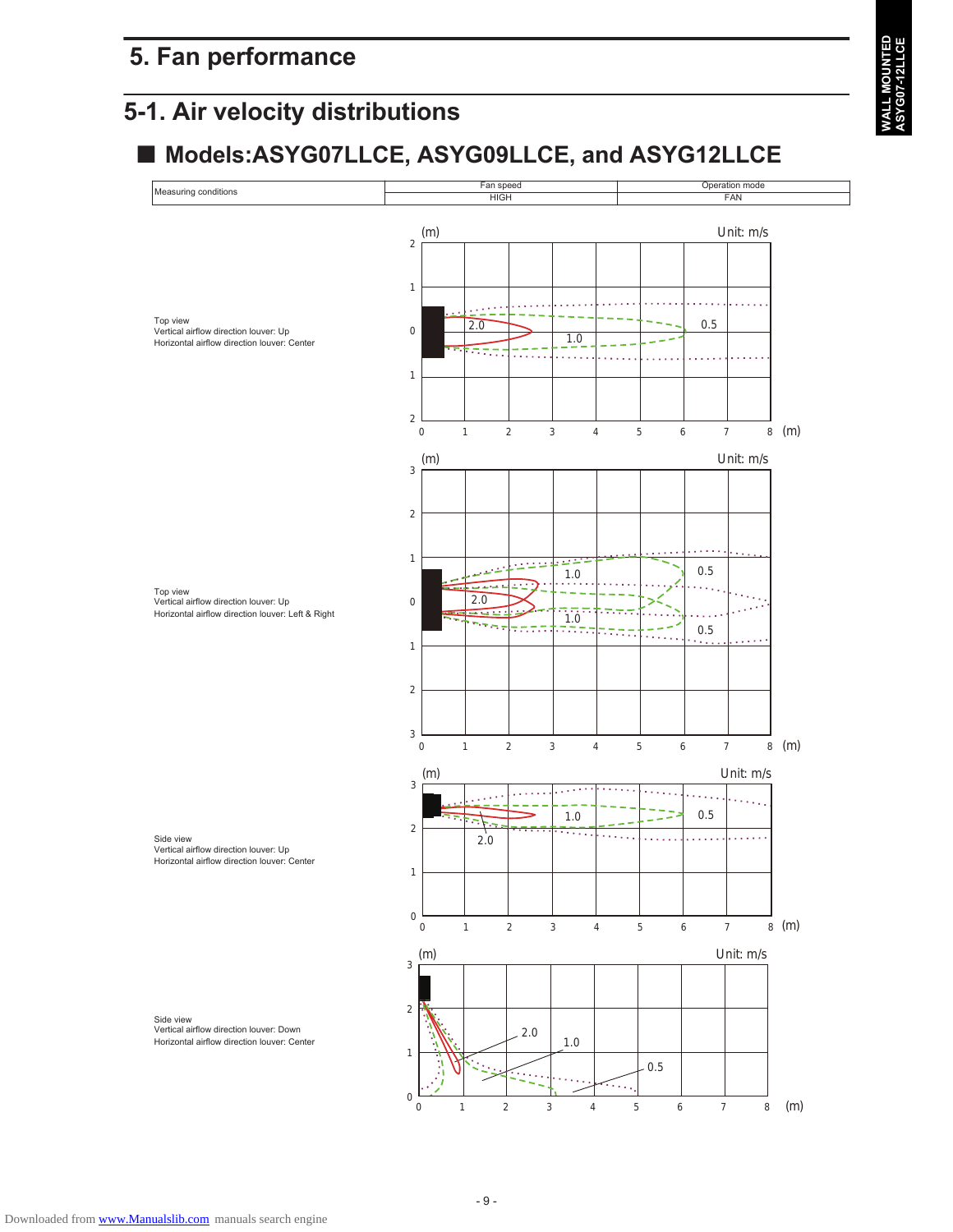# 5. Fan performance

## 5-1. Air velocity distributions

### ■ Models:ASYG07LLCE, ASYG09LLCE, and ASYG12LLCE

| Measuring conditions | Fan speed | Operation mode |
|---|---|---|
| | HIGH | FAN |

Top view
Vertical airflow direction louver: Up
Horizontal airflow direction louver: Center

(m) Unit: m/s
2.0 1.0 0.5

Top view
Vertical airflow direction louver: Up
Horizontal airflow direction louver: Left & Right

(m) Unit: m/s
2.0 1.0 0.5

Side view
Vertical airflow direction louver: Up
Horizontal airflow direction louver: Center

(m) Unit: m/s
2.0 1.0 0.5

Side view
Vertical airflow direction louver: Down
Horizontal airflow direction louver: Center

(m) Unit: m/s
2.0 1.0 0.5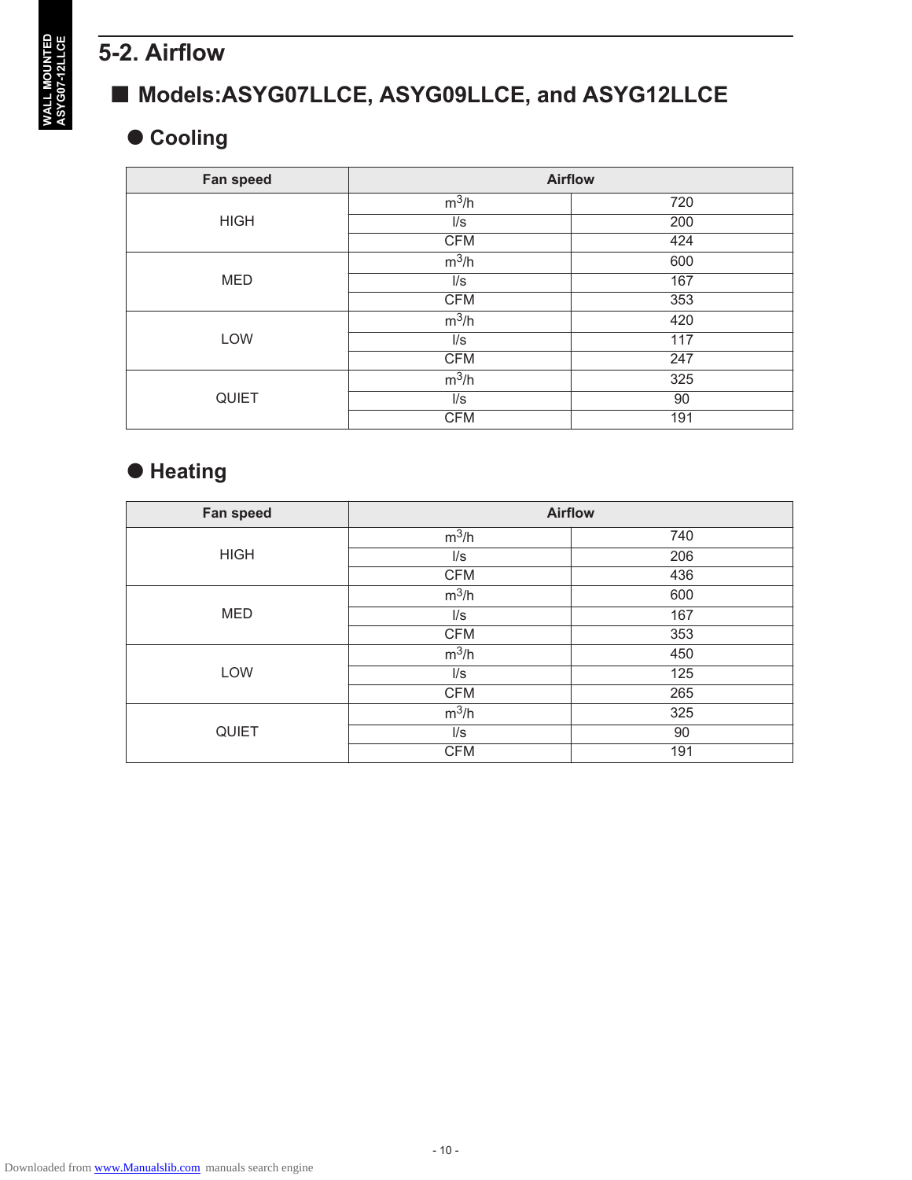## 5-2. Airflow

### ■ Models:ASYG07LLCE, ASYG09LLCE, and ASYG12LLCE

#### ● Cooling

| Fan speed | Airflow | |
|---|---|---|
| HIGH | $m^3/h$ | 720 |
| | l/s | 200 |
| | CFM | 424 |
| MED | $m^3/h$ | 600 |
| | l/s | 167 |
| | CFM | 353 |
| LOW | $m^3/h$ | 420 |
| | l/s | 117 |
| | CFM | 247 |
| QUIET | $m^3/h$ | 325 |
| | l/s | 90 |
| | CFM | 191 |

#### ● Heating

| Fan speed | Airflow | |
|---|---|---|
| HIGH | $m^3/h$ | 740 |
| | l/s | 206 |
| | CFM | 436 |
| MED | $m^3/h$ | 600 |
| | l/s | 167 |
| | CFM | 353 |
| LOW | $m^3/h$ | 450 |
| | l/s | 125 |
| | CFM | 265 |
| QUIET | $m^3/h$ | 325 |
| | l/s | 90 |
| | CFM | 191 |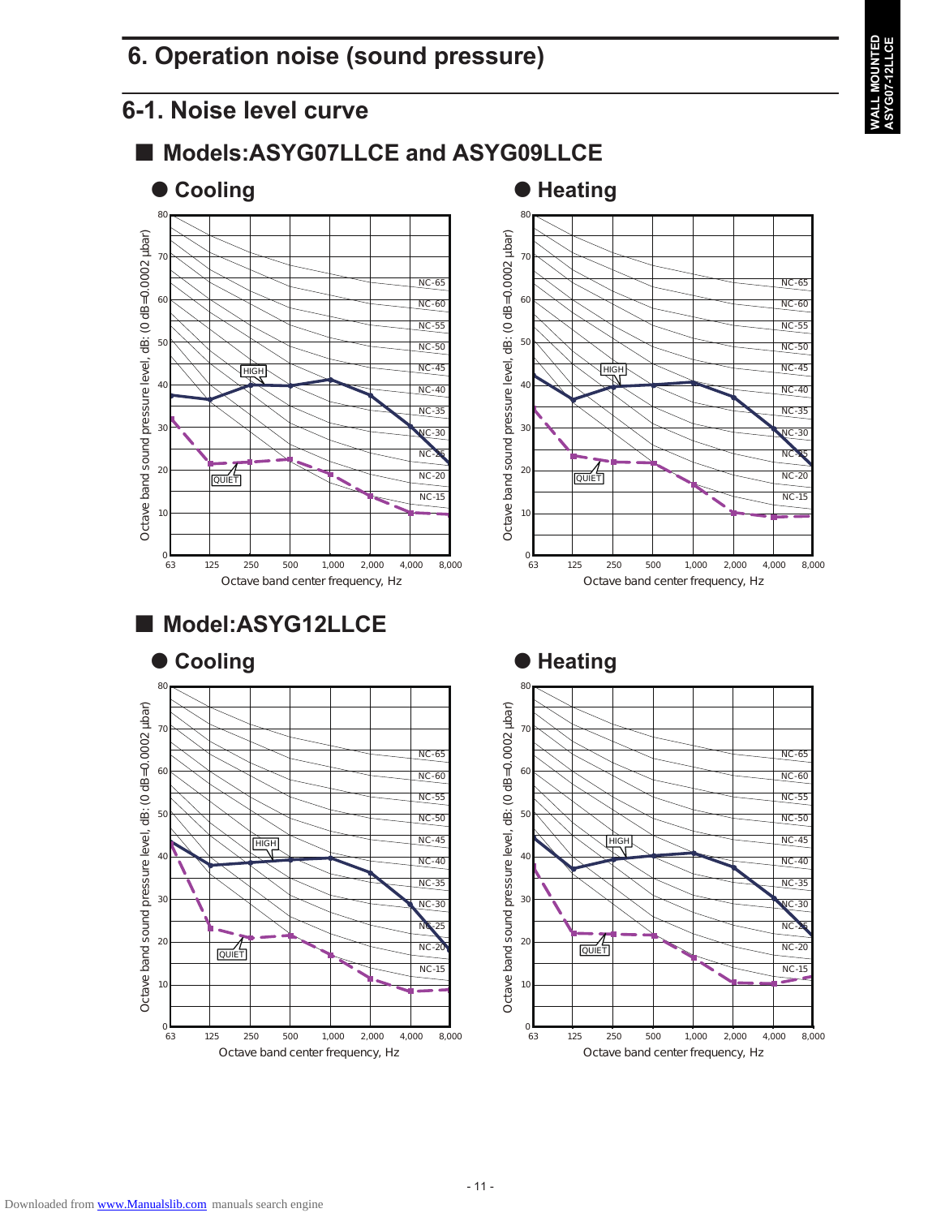# 6. Operation noise (sound pressure)

## 6-1. Noise level curve

### ■ Models:ASYG07LLCE and ASYG09LLCE

#### ● Cooling

#### ● Heating

### ■ Model:ASYG12LLCE

#### ● Cooling

#### ● Heating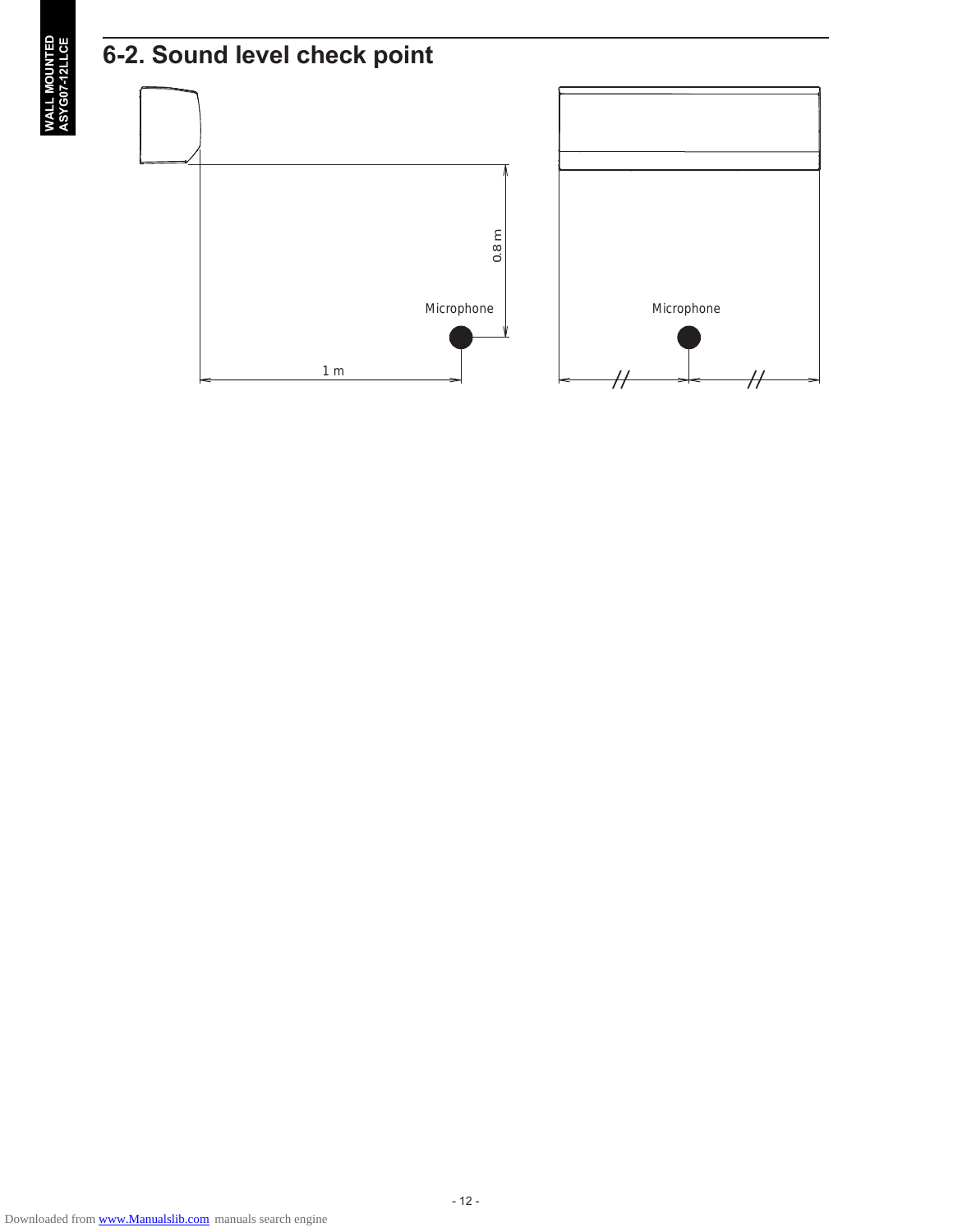## 6-2. Sound level check point

0.8 m

Microphone

1 m

Microphone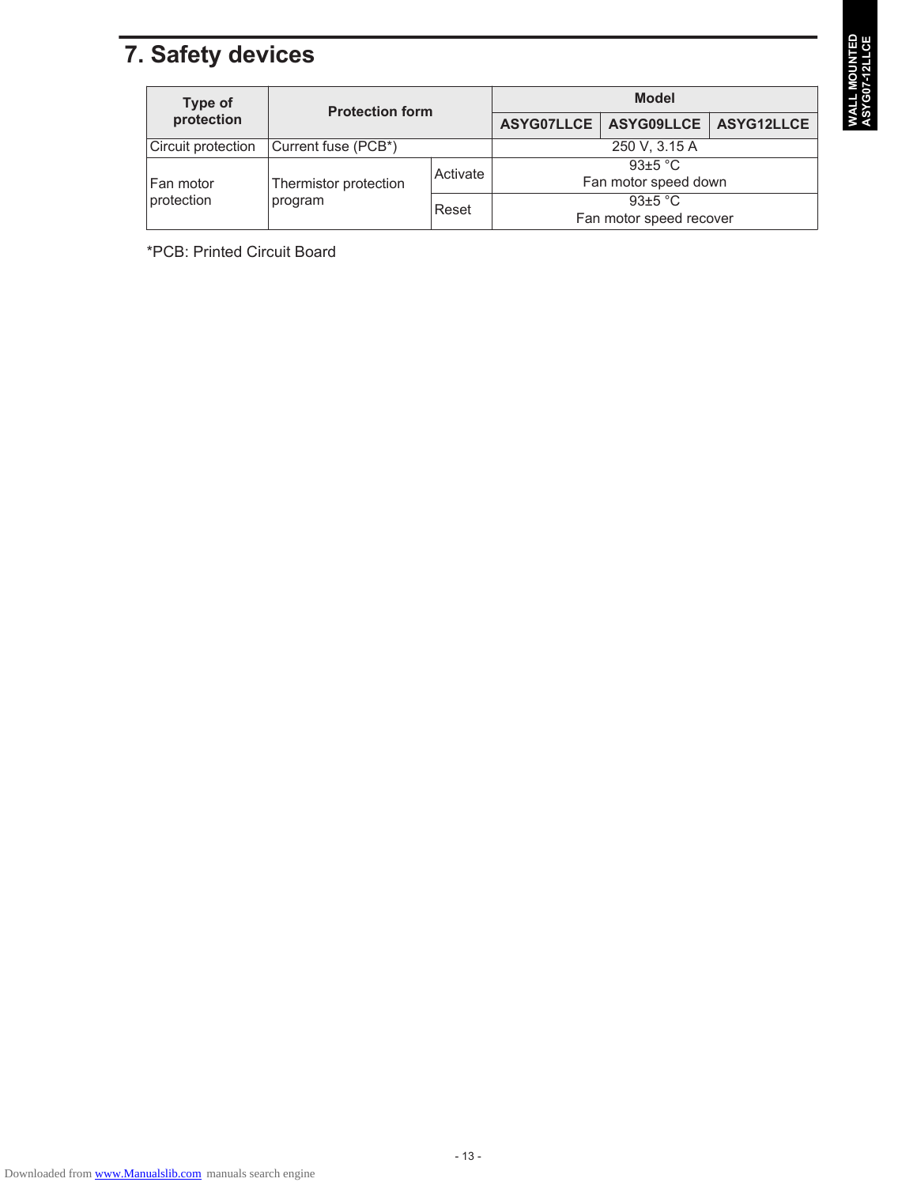# 7. Safety devices

| Type of protection | Protection form | | Model | | |
|---|---|---|---|---|---|
| | | | ASYG07LLCE | ASYG09LLCE | ASYG12LLCE |
| Circuit protection | Current fuse (PCB*) | | 250 V, 3.15 A | | |
| Fan motor protection | Thermistor protection program | Activate | 93±5 °C<br>Fan motor speed down | | |
| | | Reset | 93±5 °C<br>Fan motor speed recover | | |

*PCB: Printed Circuit Board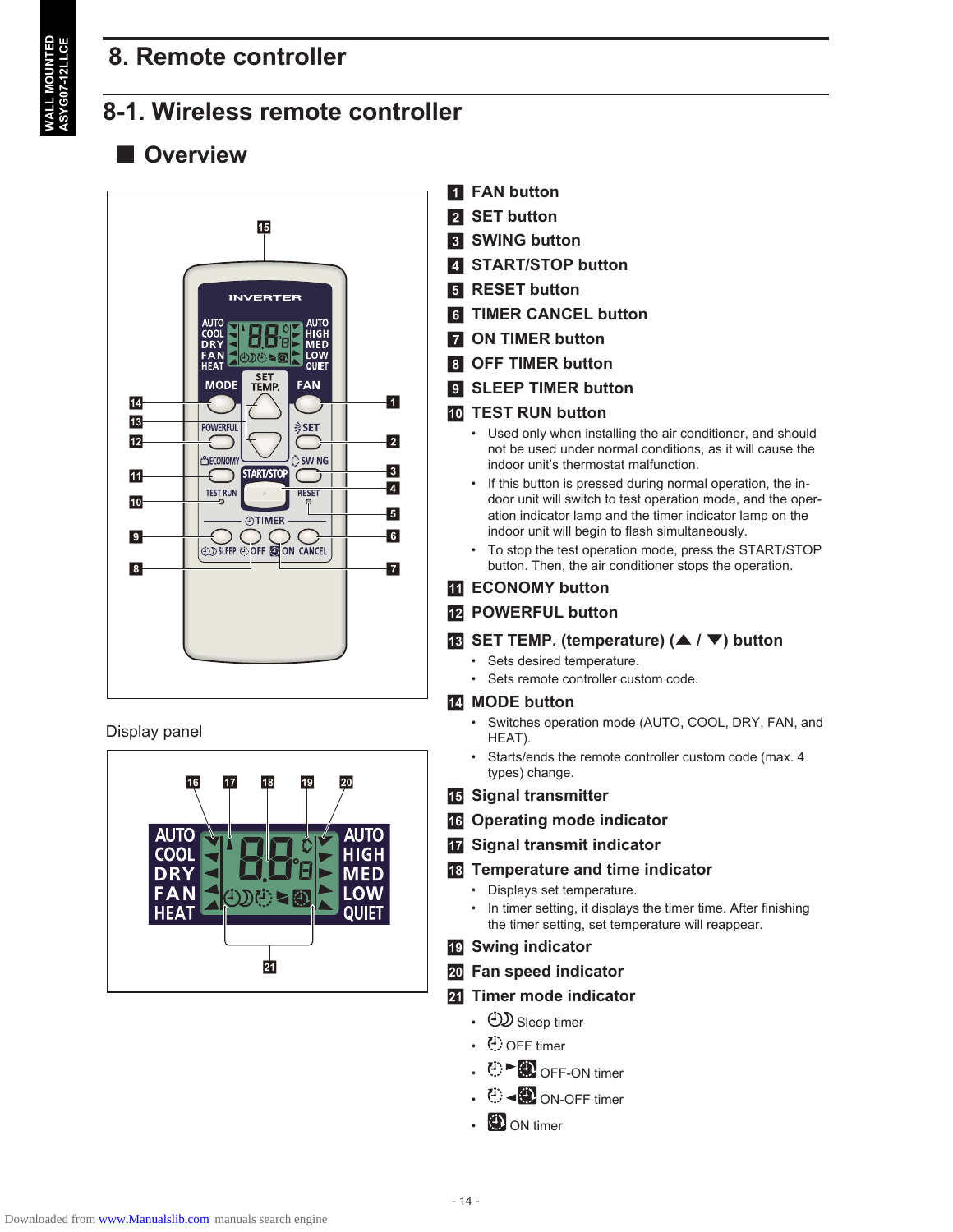# 8. Remote controller

## 8-1. Wireless remote controller

### ■ Overview

Display panel

1 **FAN button**

2 **SET button**

3 **SWING button**

4 **START/STOP button**

5 **RESET button**

6 **TIMER CANCEL button**

7 **ON TIMER button**

8 **OFF TIMER button**

9 **SLEEP TIMER button**

10 **TEST RUN button**

- Used only when installing the air conditioner, and should not be used under normal conditions, as it will cause the indoor unit's thermostat malfunction.
- If this button is pressed during normal operation, the indoor unit will switch to test operation mode, and the operation indicator lamp and the timer indicator lamp on the indoor unit will begin to flash simultaneously.
- To stop the test operation mode, press the START/STOP button. Then, the air conditioner stops the operation.

11 **ECONOMY button**

12 **POWERFUL button**

13 **SET TEMP. (temperature) (▲ / ▼) button**

- Sets desired temperature.
- Sets remote controller custom code.

14 **MODE button**

- Switches operation mode (AUTO, COOL, DRY, FAN, and HEAT).
- Starts/ends the remote controller custom code (max. 4 types) change.

15 **Signal transmitter**

16 **Operating mode indicator**

17 **Signal transmit indicator**

18 **Temperature and time indicator**

- Displays set temperature.
- In timer setting, it displays the timer time. After finishing the timer setting, set temperature will reappear.

19 **Swing indicator**

20 **Fan speed indicator**

21 **Timer mode indicator**

- Sleep timer
- OFF timer
- OFF-ON timer
- ON-OFF timer
- ON timer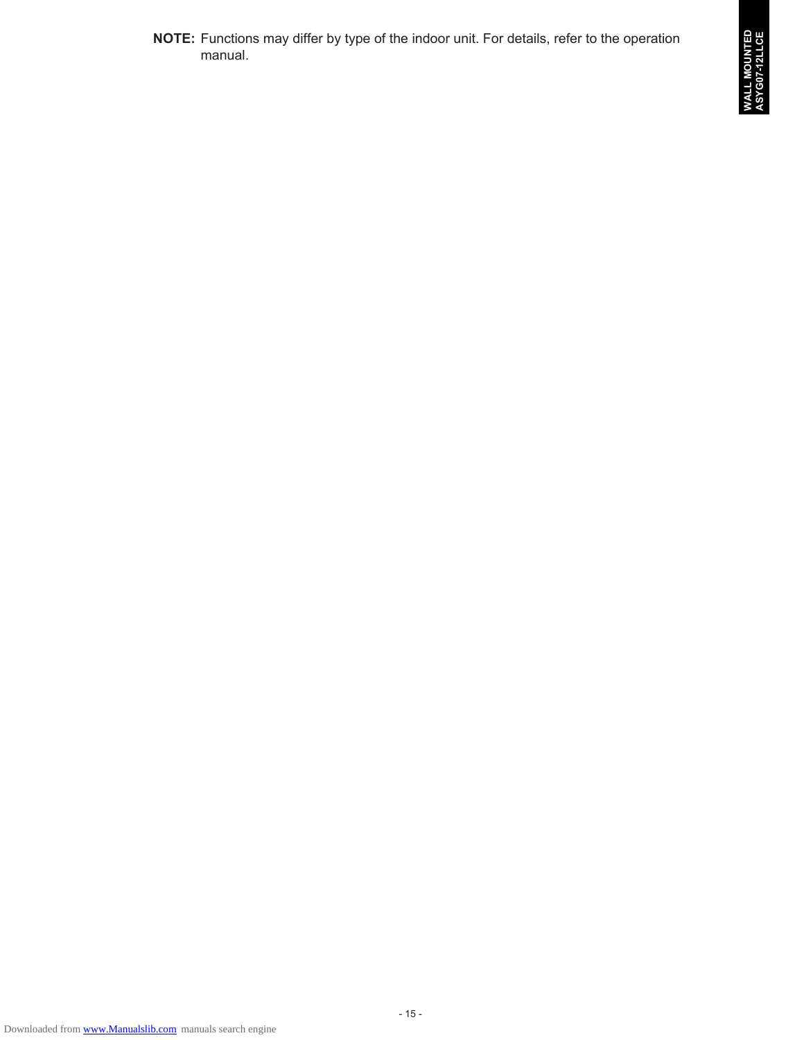**NOTE:** Functions may differ by type of the indoor unit. For details, refer to the operation manual.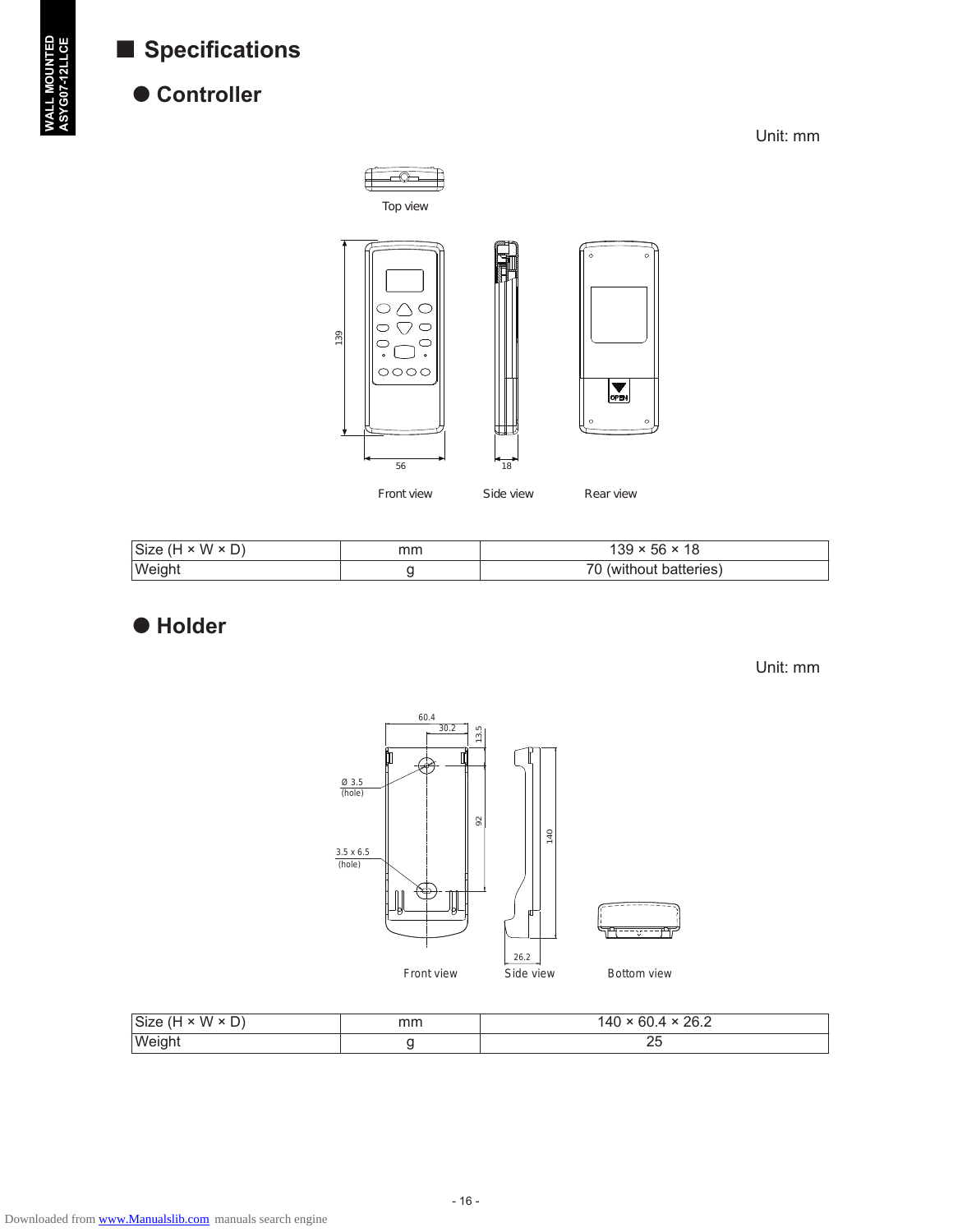# Specifications

## Controller

Unit: mm

Top view

Front view Side view Rear view

| Size (H × W × D) | mm | 139 × 56 × 18 |
|---|---|---|
| Weight | g | 70 (without batteries) |

## Holder

Unit: mm

Front view Side view Bottom view

| Size (H × W × D) | mm | 140 × 60.4 × 26.2 |
|---|---|---|
| Weight | g | 25 |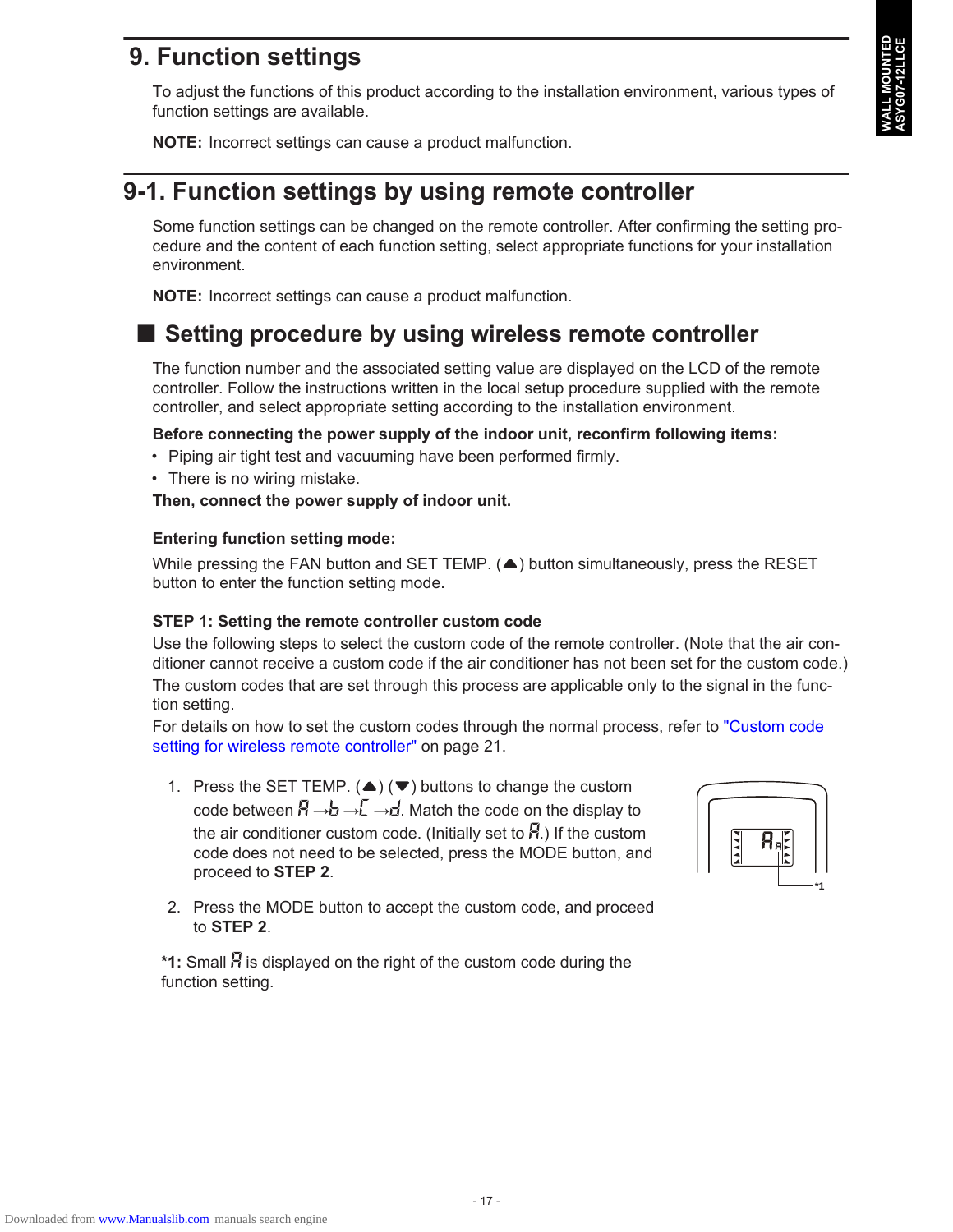# 9. Function settings

To adjust the functions of this product according to the installation environment, various types of function settings are available.

**NOTE:** Incorrect settings can cause a product malfunction.

## 9-1. Function settings by using remote controller

Some function settings can be changed on the remote controller. After confirming the setting procedure and the content of each function setting, select appropriate functions for your installation environment.

**NOTE:** Incorrect settings can cause a product malfunction.

### ■ Setting procedure by using wireless remote controller

The function number and the associated setting value are displayed on the LCD of the remote controller. Follow the instructions written in the local setup procedure supplied with the remote controller, and select appropriate setting according to the installation environment.

**Before connecting the power supply of the indoor unit, reconfirm following items:**

- Piping air tight test and vacuuming have been performed firmly.
- There is no wiring mistake.

**Then, connect the power supply of indoor unit.**

**Entering function setting mode:**

While pressing the FAN button and SET TEMP. (▲) button simultaneously, press the RESET button to enter the function setting mode.

**STEP 1: Setting the remote controller custom code**

Use the following steps to select the custom code of the remote controller. (Note that the air conditioner cannot receive a custom code if the air conditioner has not been set for the custom code.)

The custom codes that are set through this process are applicable only to the signal in the function setting.

For details on how to set the custom codes through the normal process, refer to "Custom code setting for wireless remote controller" on page 21.

1. Press the SET TEMP. (▲) (▼) buttons to change the custom code between A →b →C →d. Match the code on the display to the air conditioner custom code. (Initially set to A.) If the custom code does not need to be selected, press the MODE button, and proceed to **STEP 2**.
2. Press the MODE button to accept the custom code, and proceed to **STEP 2**.

**\*1:** Small A is displayed on the right of the custom code during the function setting.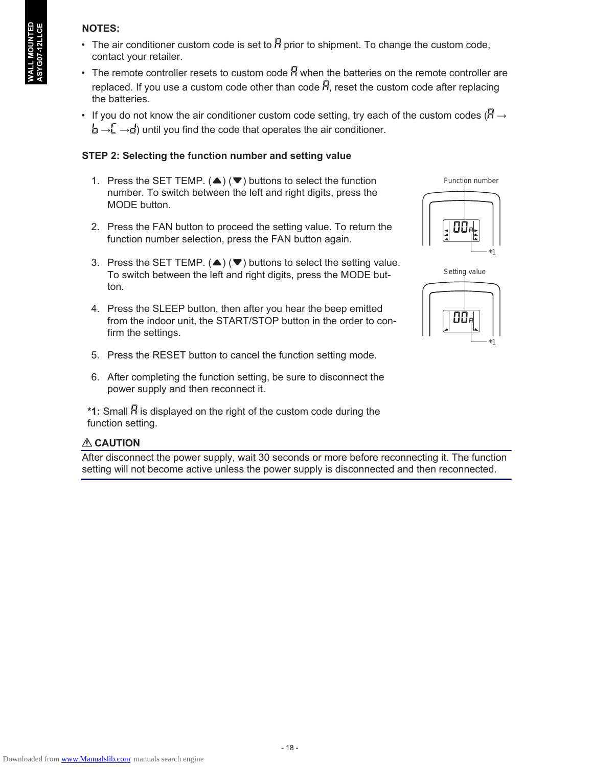**NOTES:**

- The air conditioner custom code is set to A prior to shipment. To change the custom code, contact your retailer.
- The remote controller resets to custom code A when the batteries on the remote controller are replaced. If you use a custom code other than code A, reset the custom code after replacing the batteries.
- If you do not know the air conditioner custom code setting, try each of the custom codes (A → b → C → d) until you find the code that operates the air conditioner.

**STEP 2: Selecting the function number and setting value**

1. Press the SET TEMP. (▲) (▼) buttons to select the function number. To switch between the left and right digits, press the MODE button.

2. Press the FAN button to proceed the setting value. To return the function number selection, press the FAN button again.

3. Press the SET TEMP. (▲) (▼) buttons to select the setting value. To switch between the left and right digits, press the MODE button.

4. Press the SLEEP button, then after you hear the beep emitted from the indoor unit, the START/STOP button in the order to confirm the settings.

5. Press the RESET button to cancel the function setting mode.

6. After completing the function setting, be sure to disconnect the power supply and then reconnect it.

Function number

00A

*1

Setting value

00A

*1

**\*1:** Small A is displayed on the right of the custom code during the function setting.

**⚠ CAUTION**

After disconnect the power supply, wait 30 seconds or more before reconnecting it. The function setting will not become active unless the power supply is disconnected and then reconnected.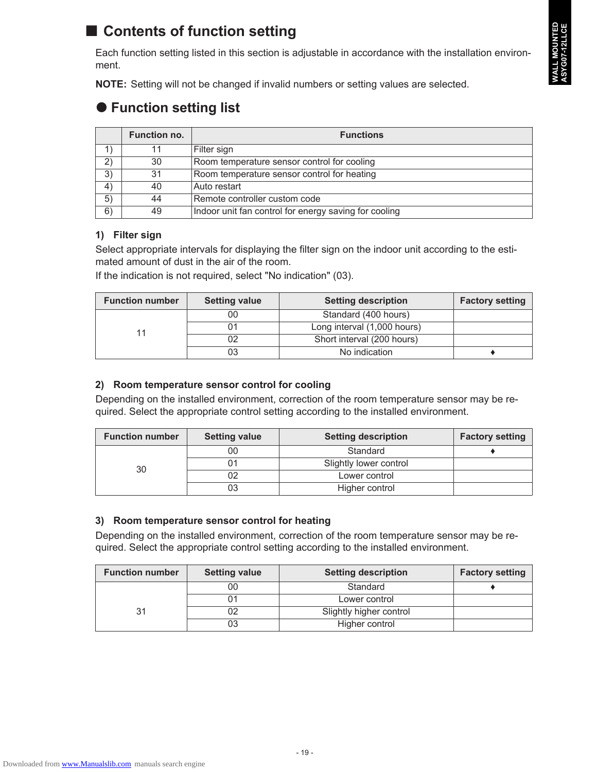## ■ Contents of function setting

Each function setting listed in this section is adjustable in accordance with the installation environment.

**NOTE:** Setting will not be changed if invalid numbers or setting values are selected.

### ● Function setting list

| | Function no. | Functions |
|---|---|---|
| 1) | 11 | Filter sign |
| 2) | 30 | Room temperature sensor control for cooling |
| 3) | 31 | Room temperature sensor control for heating |
| 4) | 40 | Auto restart |
| 5) | 44 | Remote controller custom code |
| 6) | 49 | Indoor unit fan control for energy saving for cooling |

#### 1) Filter sign

Select appropriate intervals for displaying the filter sign on the indoor unit according to the estimated amount of dust in the air of the room.
If the indication is not required, select "No indication" (03).

| Function number | Setting value | Setting description | Factory setting |
|---|---|---|---|
| 11 | 00 | Standard (400 hours) | |
| | 01 | Long interval (1,000 hours) | |
| | 02 | Short interval (200 hours) | |
| | 03 | No indication | ♦ |

#### 2) Room temperature sensor control for cooling

Depending on the installed environment, correction of the room temperature sensor may be required. Select the appropriate control setting according to the installed environment.

| Function number | Setting value | Setting description | Factory setting |
|---|---|---|---|
| 30 | 00 | Standard | ♦ |
| | 01 | Slightly lower control | |
| | 02 | Lower control | |
| | 03 | Higher control | |

#### 3) Room temperature sensor control for heating

Depending on the installed environment, correction of the room temperature sensor may be required. Select the appropriate control setting according to the installed environment.

| Function number | Setting value | Setting description | Factory setting |
|---|---|---|---|
| 31 | 00 | Standard | ♦ |
| | 01 | Lower control | |
| | 02 | Slightly higher control | |
| | 03 | Higher control | |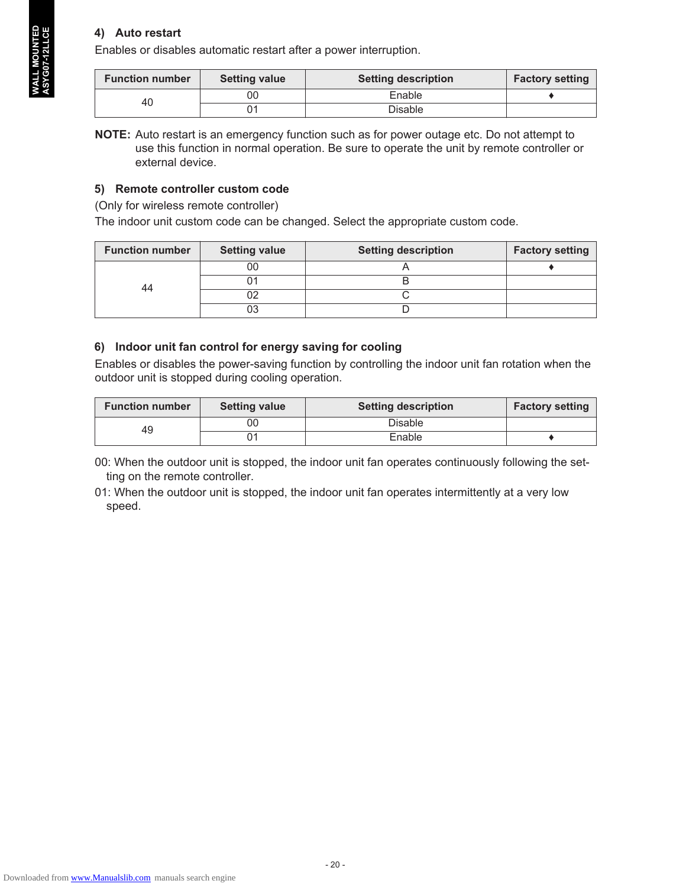#### 4) Auto restart

Enables or disables automatic restart after a power interruption.

| Function number | Setting value | Setting description | Factory setting |
|---|---|---|---|
| 40 | 00 | Enable | ♦ |
| | 01 | Disable | |

**NOTE:** Auto restart is an emergency function such as for power outage etc. Do not attempt to use this function in normal operation. Be sure to operate the unit by remote controller or external device.

#### 5) Remote controller custom code

(Only for wireless remote controller)

The indoor unit custom code can be changed. Select the appropriate custom code.

| Function number | Setting value | Setting description | Factory setting |
|---|---|---|---|
| 44 | 00 | A | ♦ |
| | 01 | B | |
| | 02 | C | |
| | 03 | D | |

#### 6) Indoor unit fan control for energy saving for cooling

Enables or disables the power-saving function by controlling the indoor unit fan rotation when the outdoor unit is stopped during cooling operation.

| Function number | Setting value | Setting description | Factory setting |
|---|---|---|---|
| 49 | 00 | Disable | |
| | 01 | Enable | ♦ |

00: When the outdoor unit is stopped, the indoor unit fan operates continuously following the setting on the remote controller.

01: When the outdoor unit is stopped, the indoor unit fan operates intermittently at a very low speed.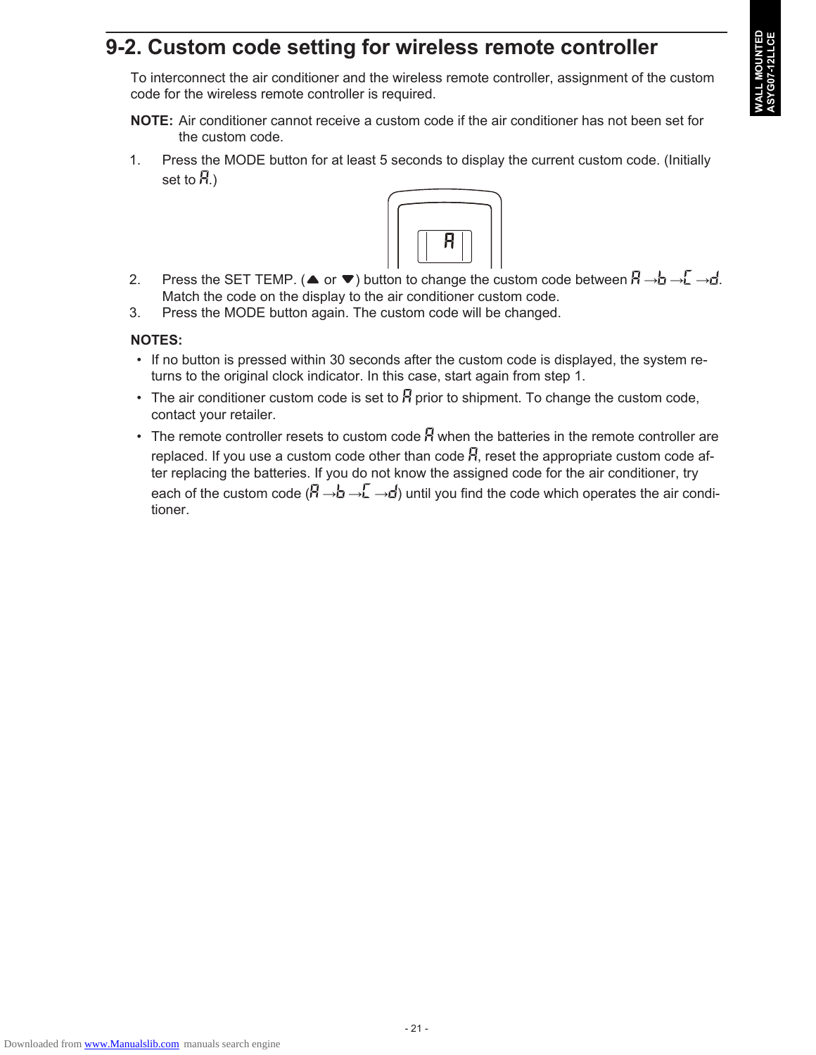## 9-2. Custom code setting for wireless remote controller

To interconnect the air conditioner and the wireless remote controller, assignment of the custom code for the wireless remote controller is required.

**NOTE:** Air conditioner cannot receive a custom code if the air conditioner has not been set for the custom code.

1. Press the MODE button for at least 5 seconds to display the current custom code. (Initially set to A.)
2. Press the SET TEMP. (▲ or ▼) button to change the custom code between A →b →C →d. Match the code on the display to the air conditioner custom code.
3. Press the MODE button again. The custom code will be changed.

**NOTES:**

- If no button is pressed within 30 seconds after the custom code is displayed, the system returns to the original clock indicator. In this case, start again from step 1.
- The air conditioner custom code is set to A prior to shipment. To change the custom code, contact your retailer.
- The remote controller resets to custom code A when the batteries in the remote controller are replaced. If you use a custom code other than code A, reset the appropriate custom code after replacing the batteries. If you do not know the assigned code for the air conditioner, try each of the custom code (A →b →C →d) until you find the code which operates the air conditioner.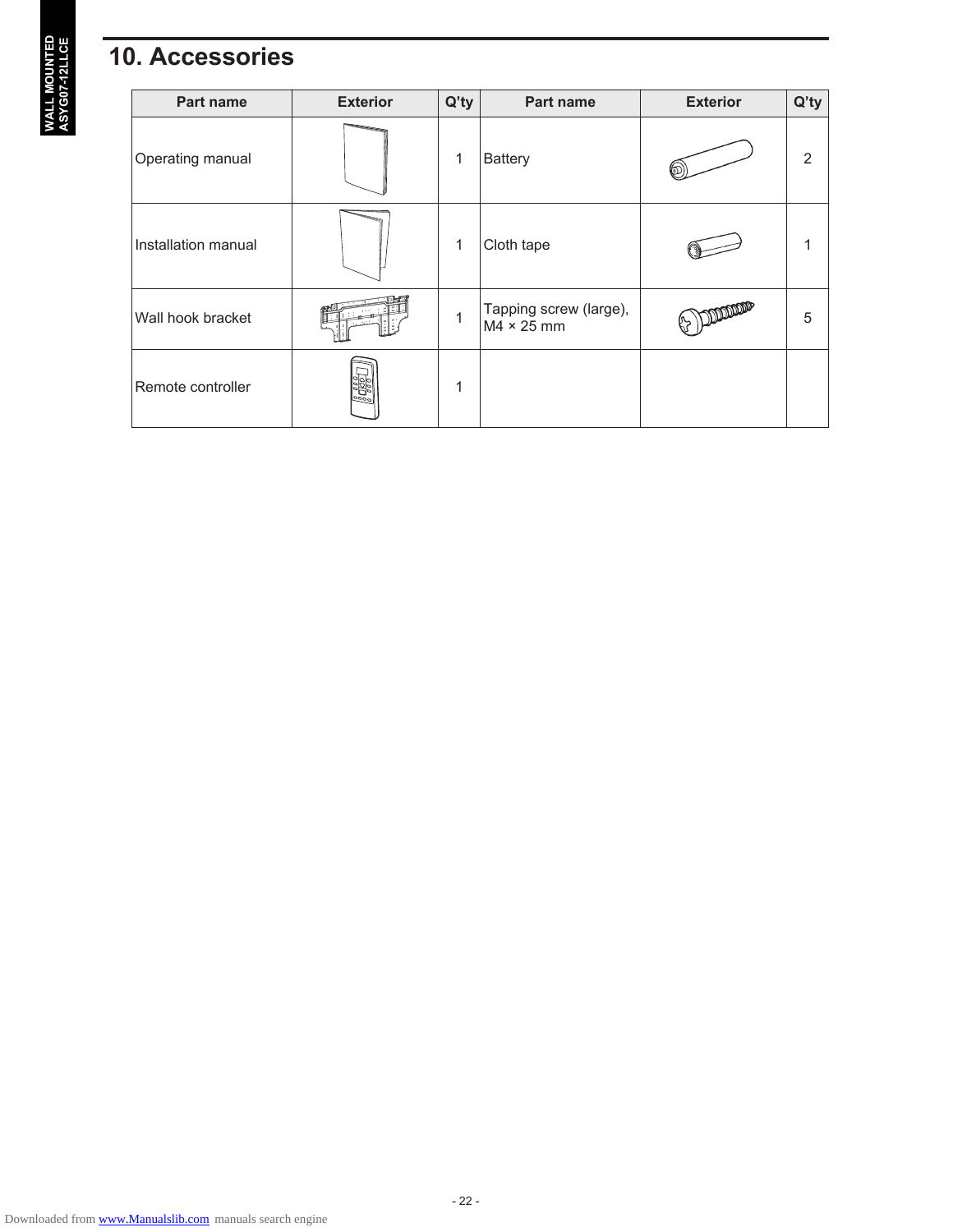## 10. Accessories

| Part name | Exterior | Q'ty | Part name | Exterior | Q'ty |
|---|---|---|---|---|---|
| Operating manual | | 1 | Battery | | 2 |
| Installation manual | | 1 | Cloth tape | | 1 |
| Wall hook bracket | | 1 | Tapping screw (large), M4 × 25 mm | | 5 |
| Remote controller | | 1 | | | |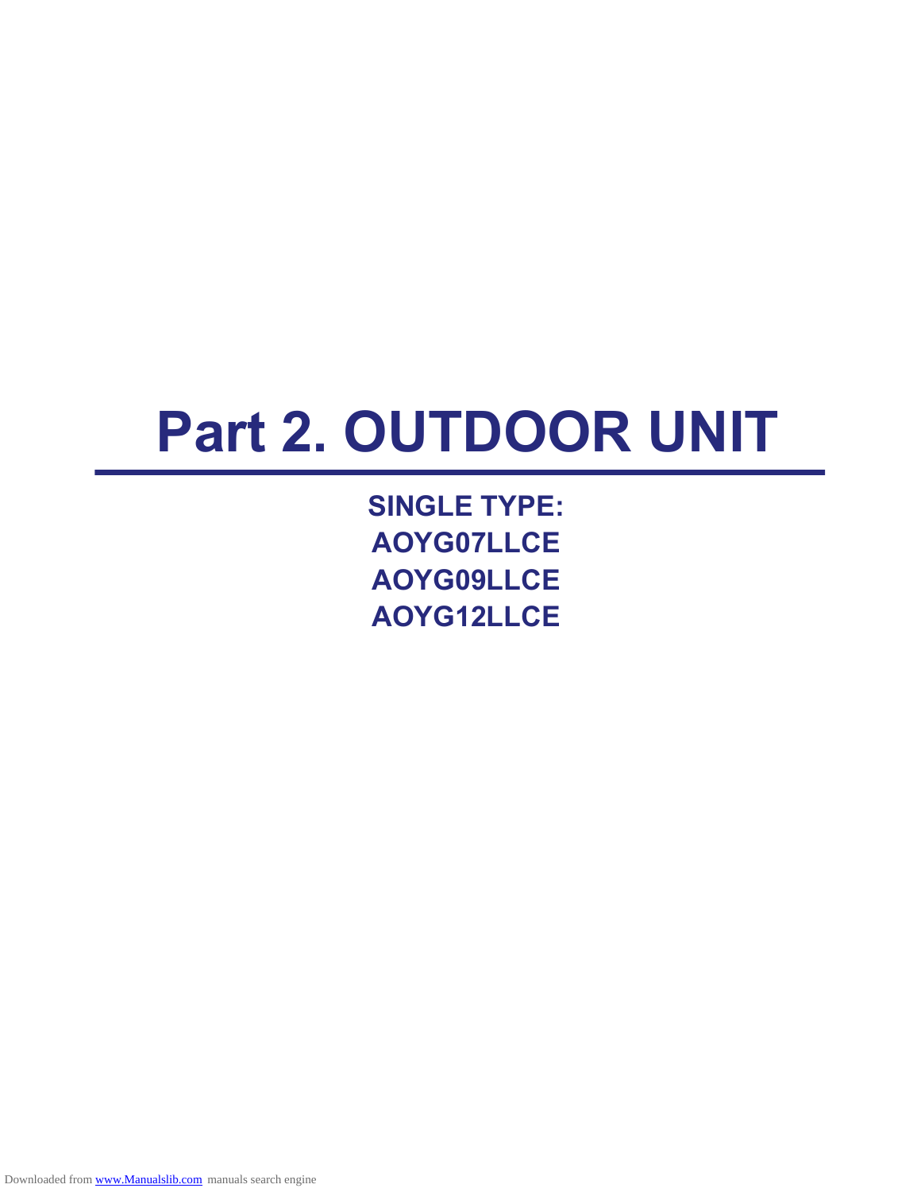# Part 2. OUTDOOR UNIT

**SINGLE TYPE:**
**AOYG07LLCE**
**AOYG09LLCE**
**AOYG12LLCE**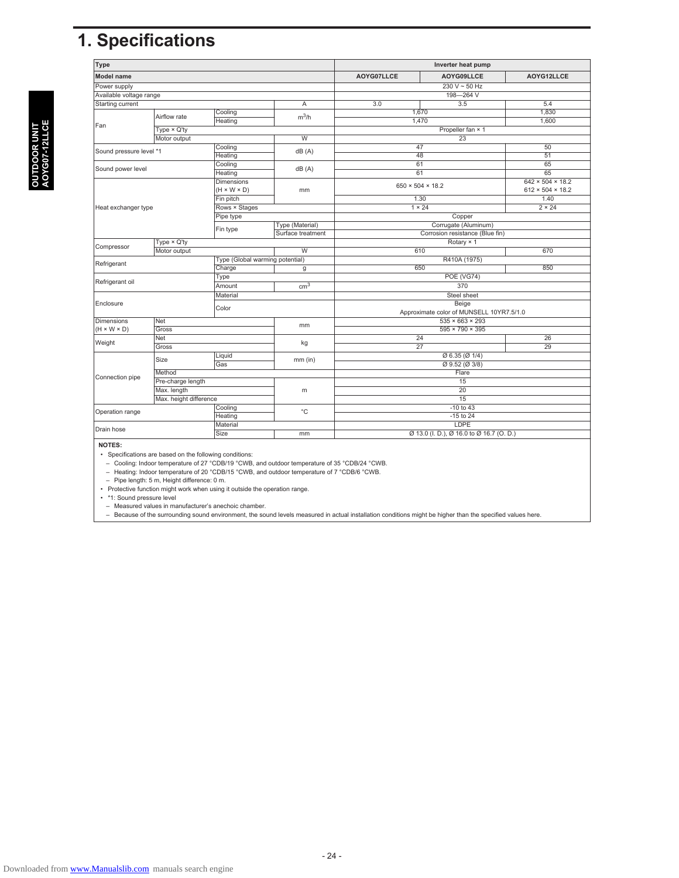# 1. Specifications

| Type | | | | Inverter heat pump | | |
|---|---|---|---|---|---|---|
| Model name | | | | AOYG07LLCE | AOYG09LLCE | AOYG12LLCE |
| Power supply | | | | 230 V ~ 50 Hz | | |
| Available voltage range | | | | 198—264 V | | |
| Starting current | | | A | 3.0 | 3.5 | 5.4 |
| Fan | Airflow rate | Cooling | $m^3/h$ | 1,670 | | 1,830 |
| | | Heating | | 1,470 | | 1,600 |
| | Type × Q'ty | | | Propeller fan × 1 | | |
| | Motor output | | W | 23 | | |
| Sound pressure level *1 | | Cooling | dB (A) | 47 | | 50 |
| | | Heating | | 48 | | 51 |
| Sound power level | | Cooling | dB (A) | 61 | | 65 |
| | | Heating | | 61 | | 65 |
| Heat exchanger type | | Dimensions (H × W × D) | mm | 650 × 504 × 18.2 | | 642 × 504 × 18.2<br>612 × 504 × 18.2 |
| | | Fin pitch | | 1.30 | | 1.40 |
| | | Rows × Stages | | 1 × 24 | | 2 × 24 |
| | | Pipe type | | Copper | | |
| | | Fin type | Type (Material) | Corrugate (Aluminum) | | |
| | | | Surface treatment | Corrosion resistance (Blue fin) | | |
| Compressor | Type × Q'ty | | | Rotary × 1 | | |
| | Motor output | | W | 610 | | 670 |
| Refrigerant | | Type (Global warming potential) | | R410A (1975) | | |
| | | Charge | g | 650 | | 850 |
| Refrigerant oil | | Type | | POE (VG74) | | |
| | | Amount | $cm^3$ | 370 | | |
| Enclosure | | Material | | Steel sheet | | |
| | | Color | | Beige<br>Approximate color of MUNSELL 10YR7.5/1.0 | | |
| Dimensions (H × W × D) | Net | | mm | 535 × 663 × 293 | | |
| | Gross | | | 595 × 790 × 395 | | |
| Weight | Net | | kg | 24 | | 26 |
| | Gross | | | 27 | | 29 |
| Connection pipe | Size | Liquid | mm (in) | Ø 6.35 (Ø 1/4) | | |
| | | Gas | | Ø 9.52 (Ø 3/8) | | |
| | Method | | | Flare | | |
| | Pre-charge length | | m | 15 | | |
| | Max. length | | | 20 | | |
| | Max. height difference | | | 15 | | |
| Operation range | | Cooling | °C | -10 to 43 | | |
| | | Heating | | -15 to 24 | | |
| Drain hose | | Material | | LDPE | | |
| | | Size | mm | Ø 13.0 (I. D.), Ø 16.0 to Ø 16.7 (O. D.) | | |

**NOTES:**

- Specifications are based on the following conditions:
  - Cooling: Indoor temperature of 27 °CDB/19 °CWB, and outdoor temperature of 35 °CDB/24 °CWB.
  - Heating: Indoor temperature of 20 °CDB/15 °CWB, and outdoor temperature of 7 °CDB/6 °CWB.
  - Pipe length: 5 m, Height difference: 0 m.
- Protective function might work when using it outside the operation range.
- *1: Sound pressure level
  - Measured values in manufacturer's anechoic chamber.
  - Because of the surrounding sound environment, the sound levels measured in actual installation conditions might be higher than the specified values here.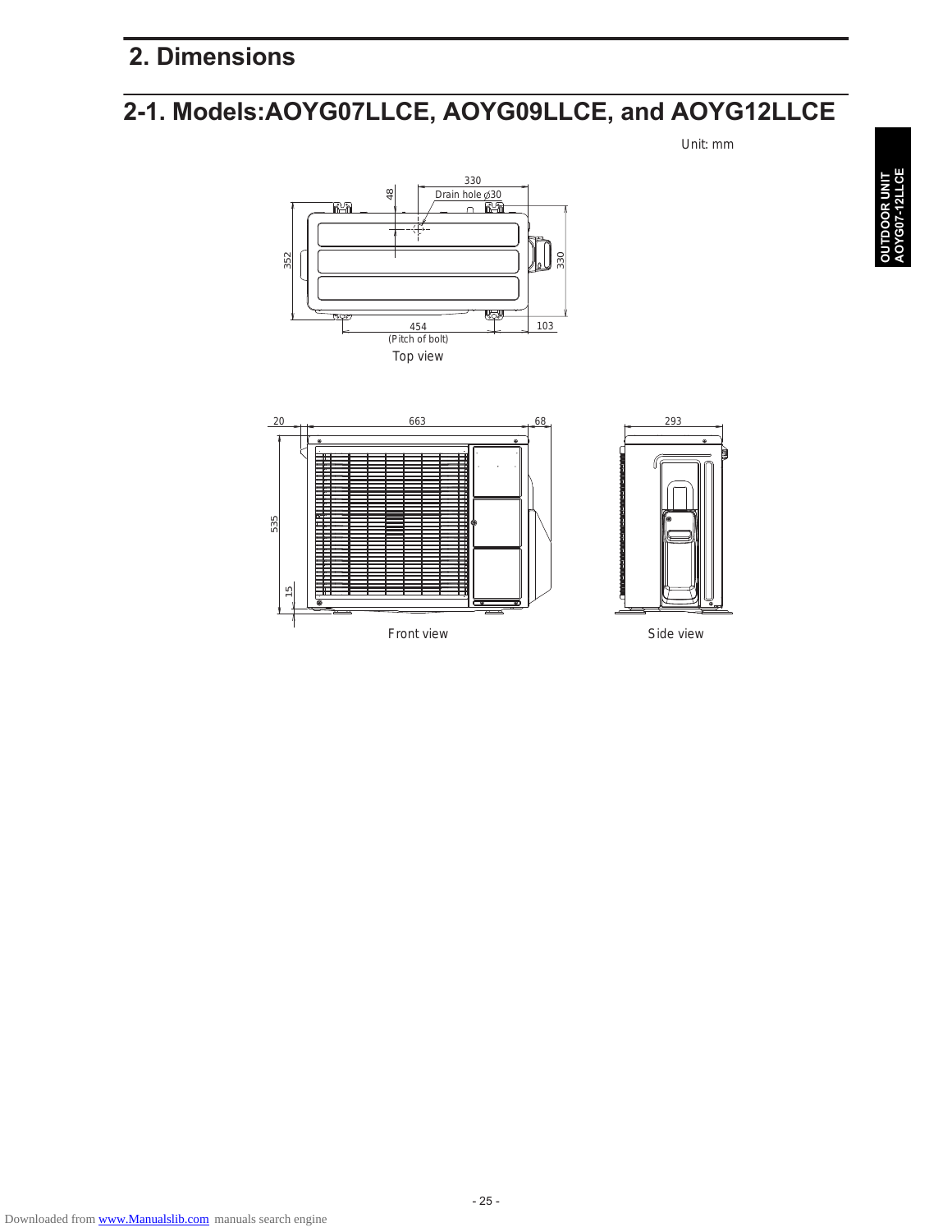# 2. Dimensions

## 2-1. Models:AOYG07LLCE, AOYG09LLCE, and AOYG12LLCE

Unit: mm

330
48
Drain hole ϕ30
352
330
454
(Pitch of bolt)
103

Top view

20
663
68
535
15

Front view

293

Side view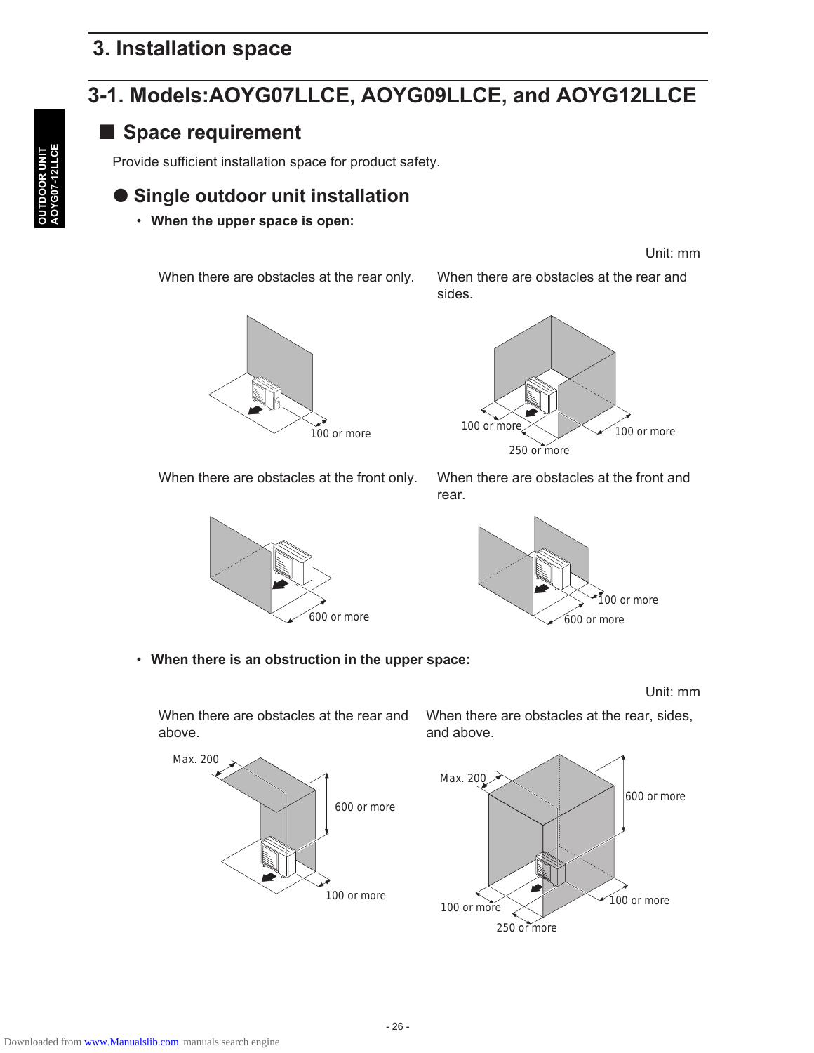# 3. Installation space

## 3-1. Models:AOYG07LLCE, AOYG09LLCE, and AOYG12LLCE

### ■ Space requirement

Provide sufficient installation space for product safety.

### ● Single outdoor unit installation

- **When the upper space is open:**

Unit: mm

When there are obstacles at the rear only.

100 or more

When there are obstacles at the rear and sides.

100 or more
100 or more
250 or more

When there are obstacles at the front only.

600 or more

When there are obstacles at the front and rear.

100 or more
600 or more

- **When there is an obstruction in the upper space:**

Unit: mm

When there are obstacles at the rear and above.

Max. 200
600 or more
100 or more

When there are obstacles at the rear, sides, and above.

Max. 200
600 or more
100 or more
100 or more
250 or more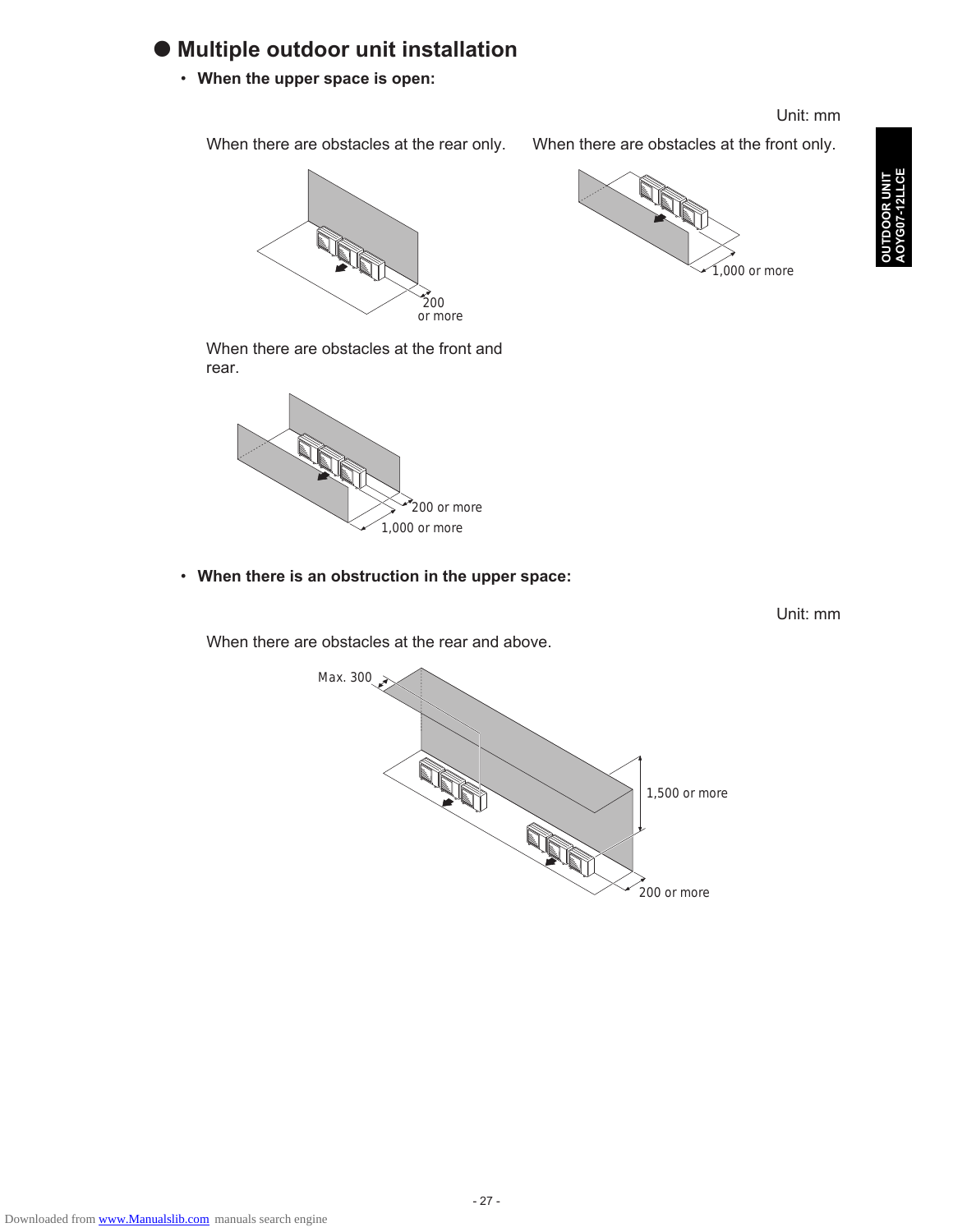## ● Multiple outdoor unit installation

- **When the upper space is open:**

Unit: mm

When there are obstacles at the rear only.

200 or more

When there are obstacles at the front only.

1,000 or more

When there are obstacles at the front and rear.

200 or more

1,000 or more

- **When there is an obstruction in the upper space:**

Unit: mm

When there are obstacles at the rear and above.

Max. 300

1,500 or more

200 or more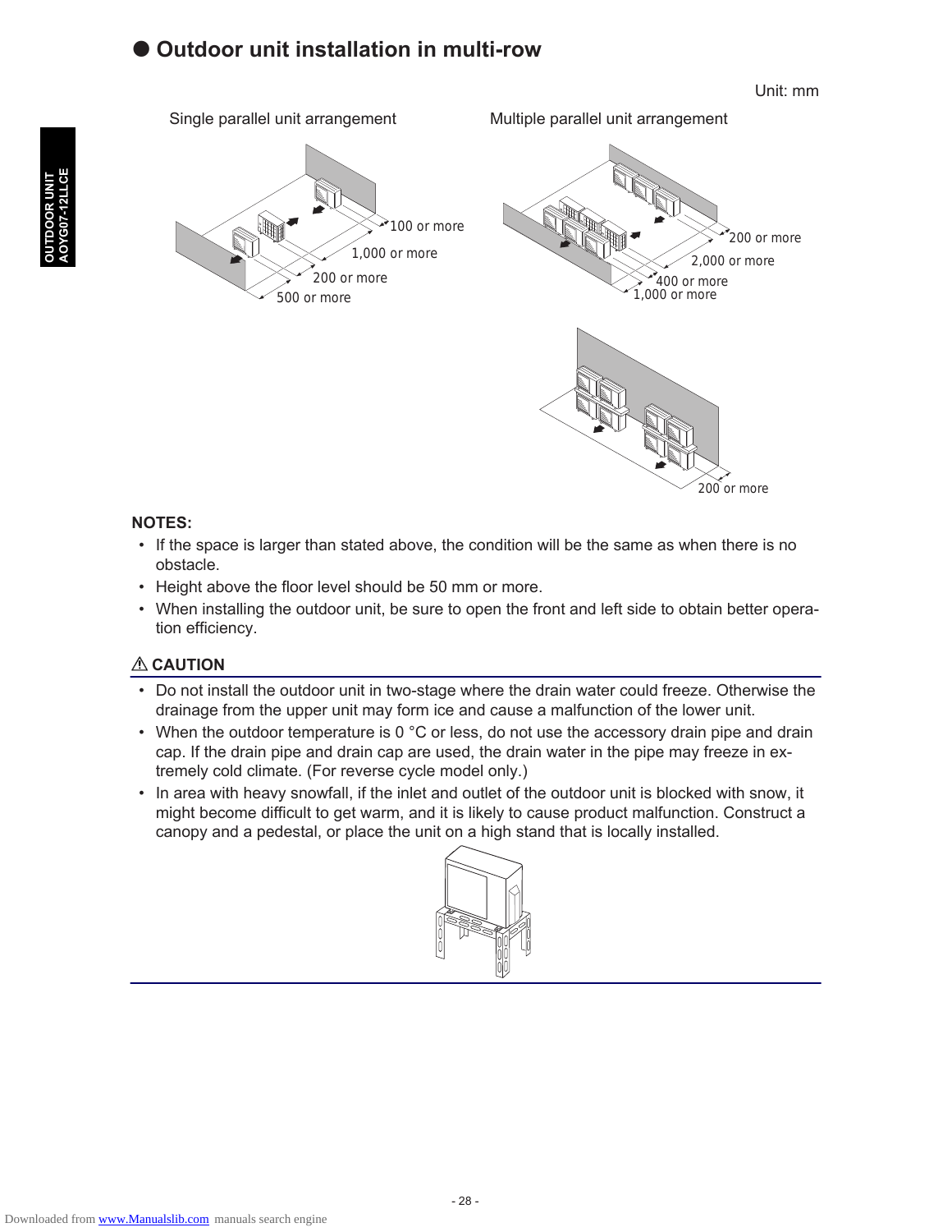## ● Outdoor unit installation in multi-row

Unit: mm

Single parallel unit arrangement

100 or more

1,000 or more

200 or more

500 or more

Multiple parallel unit arrangement

200 or more

2,000 or more

400 or more

1,000 or more

200 or more

**NOTES:**

- If the space is larger than stated above, the condition will be the same as when there is no obstacle.
- Height above the floor level should be 50 mm or more.
- When installing the outdoor unit, be sure to open the front and left side to obtain better operation efficiency.

**⚠ CAUTION**

- Do not install the outdoor unit in two-stage where the drain water could freeze. Otherwise the drainage from the upper unit may form ice and cause a malfunction of the lower unit.
- When the outdoor temperature is 0 °C or less, do not use the accessory drain pipe and drain cap. If the drain pipe and drain cap are used, the drain water in the pipe may freeze in extremely cold climate. (For reverse cycle model only.)
- In area with heavy snowfall, if the inlet and outlet of the outdoor unit is blocked with snow, it might become difficult to get warm, and it is likely to cause product malfunction. Construct a canopy and a pedestal, or place the unit on a high stand that is locally installed.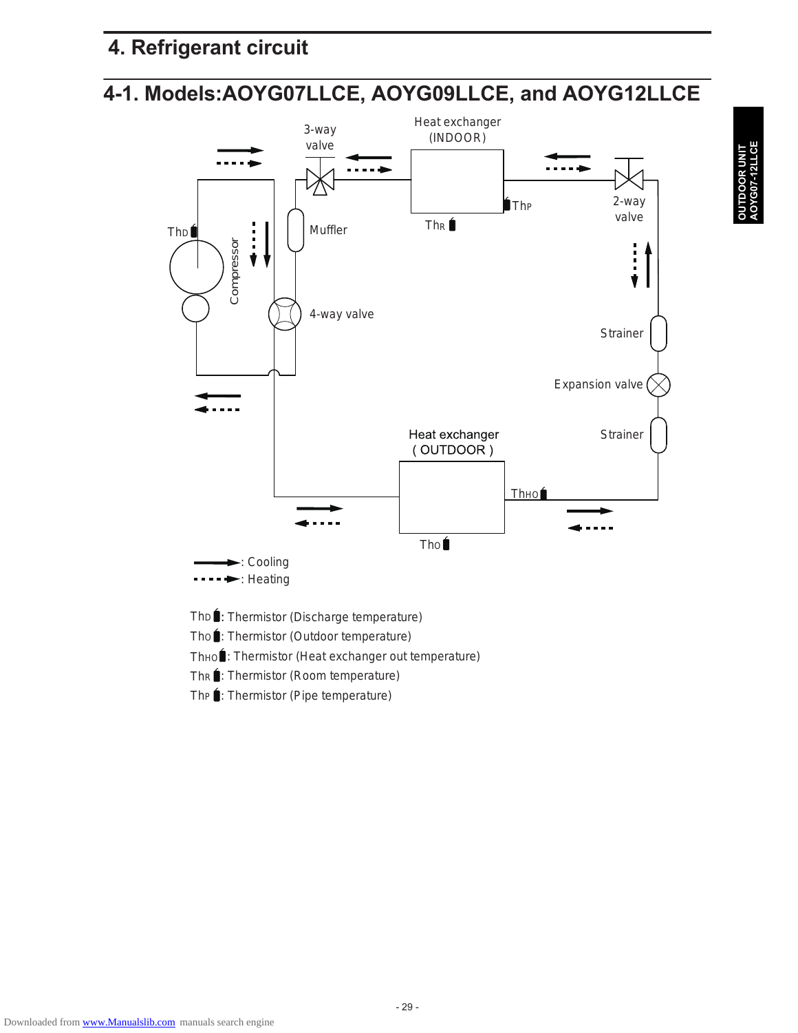# 4. Refrigerant circuit

## 4-1. Models:AOYG07LLCE, AOYG09LLCE, and AOYG12LLCE

3-way valve

Heat exchanger (INDOOR)

2-way valve

ThP

ThR

ThD

Compressor

Muffler

4-way valve

Strainer

Expansion valve

Strainer

Heat exchanger ( OUTDOOR )

ThHO

Tho

──►: Cooling

- - - -►: Heating

ThD : Thermistor (Discharge temperature)

Tho : Thermistor (Outdoor temperature)

ThHO : Thermistor (Heat exchanger out temperature)

ThR : Thermistor (Room temperature)

ThP : Thermistor (Pipe temperature)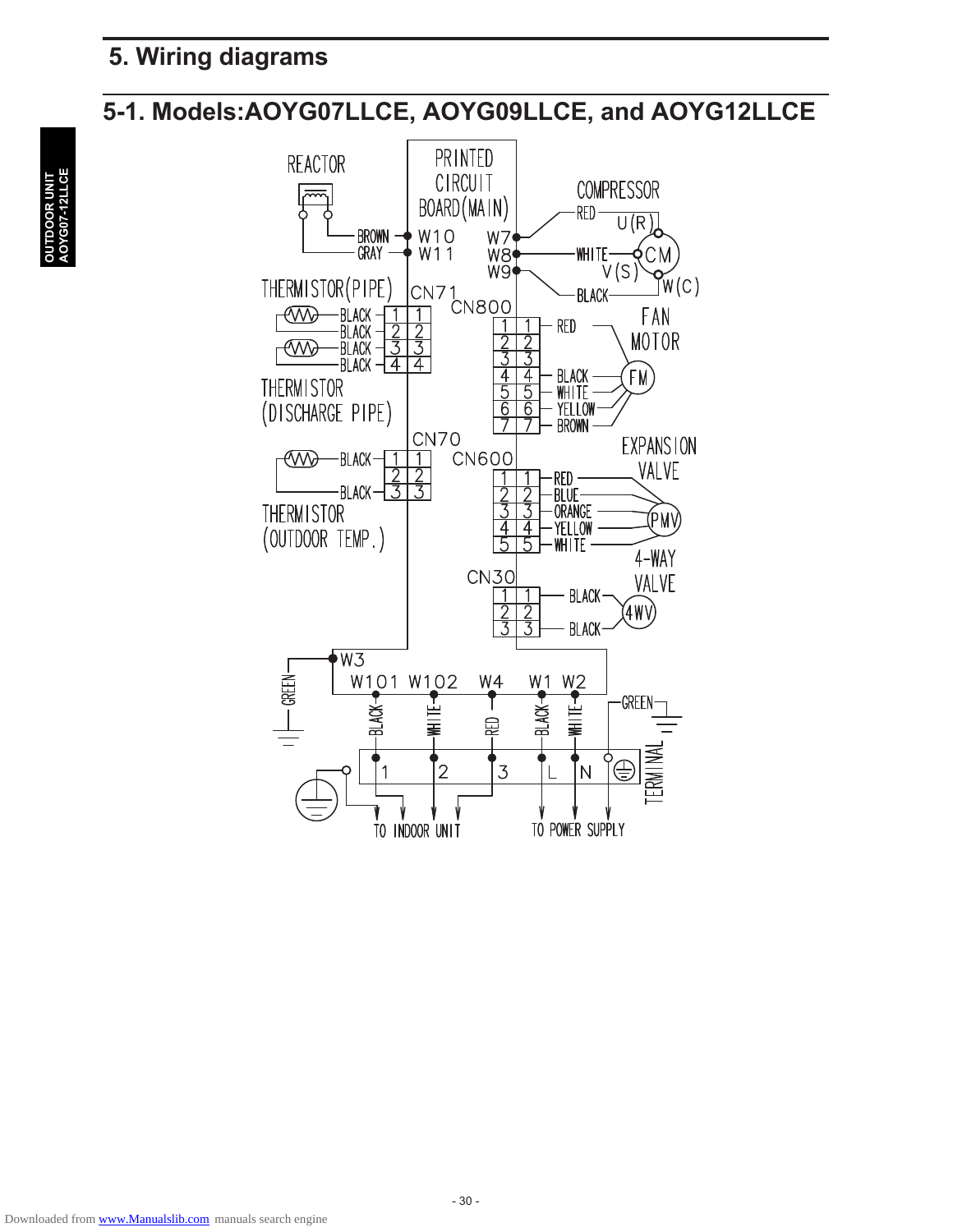# 5. Wiring diagrams

## 5-1. Models:AOYG07LLCE, AOYG09LLCE, and AOYG12LLCE

REACTOR

PRINTED CIRCUIT BOARD(MAIN)

BROWN — W10

GRAY — W11

COMPRESSOR

W7 — RED — U(R)

W8 — WHITE — CM

W9 — BLACK — V(S) W(C)

THERMISTOR(PIPE)

CN71

BLACK 1 1

BLACK 2 2

BLACK 3 3

BLACK 4 4

THERMISTOR (DISCHARGE PIPE)

CN800

1 1 RED

2 2

3 3

4 4 BLACK

5 5 WHITE

6 6 YELLOW

7 7 BROWN

FAN MOTOR

FM

CN70

BLACK 1 1

2 2

BLACK 3 3

THERMISTOR (OUTDOOR TEMP.)

CN600

1 1 RED

2 2 BLUE

3 3 ORANGE

4 4 YELLOW

5 5 WHITE

EXPANSION VALVE

PMV

CN30

1 1 BLACK

2 2

3 3 BLACK

4-WAY VALVE

4WV

W3

GREEN

W101 W102 W4 W1 W2

BLACK WHITE RED BLACK WHITE GREEN

1 2 3 L N

TERMINAL

TO INDOOR UNIT

TO POWER SUPPLY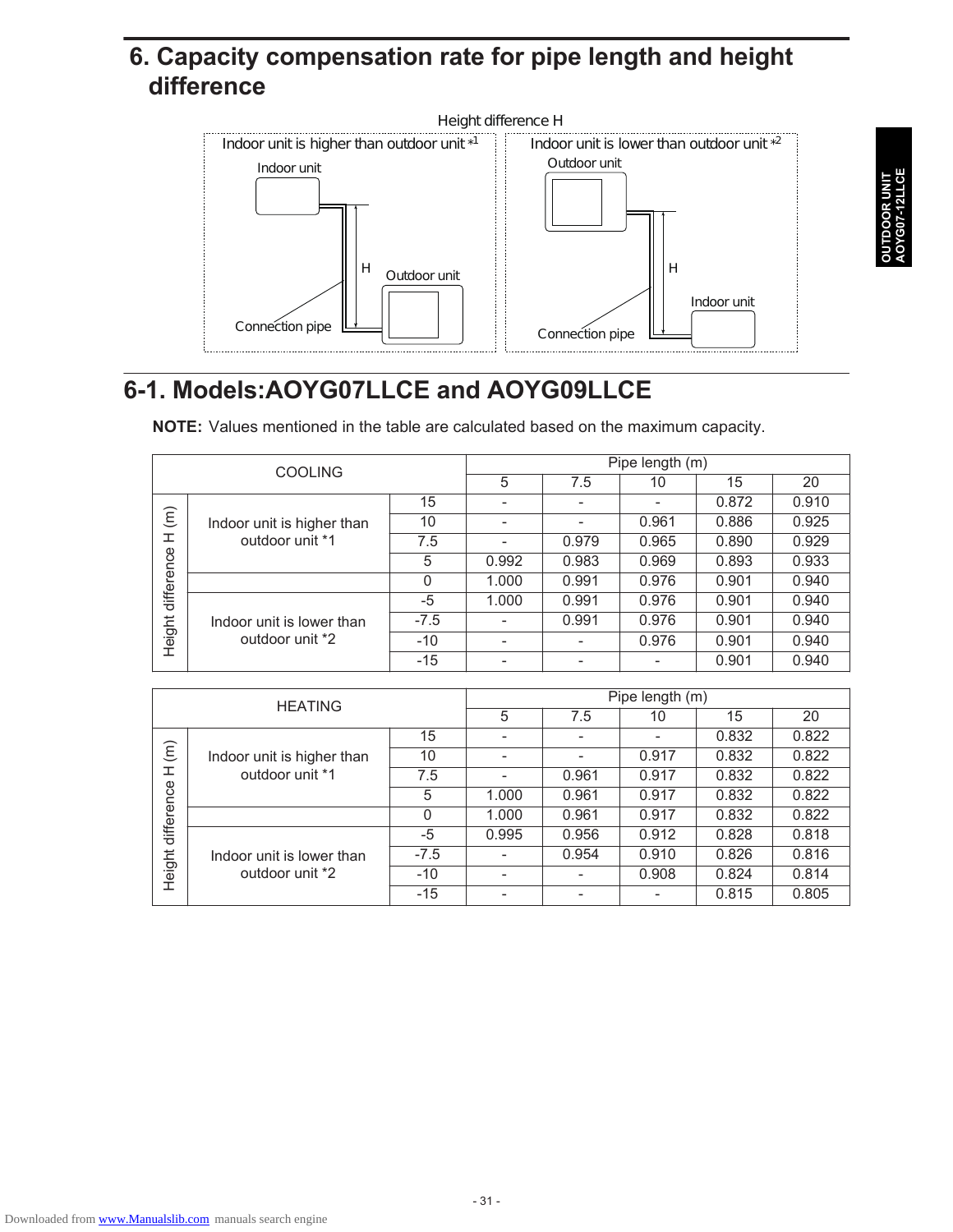## 6. Capacity compensation rate for pipe length and height difference

Height difference H

Indoor unit is higher than outdoor unit *1

Indoor unit

H

Outdoor unit

Connection pipe

Indoor unit is lower than outdoor unit *2

Outdoor unit

H

Indoor unit

Connection pipe

## 6-1. Models:AOYG07LLCE and AOYG09LLCE

**NOTE:** Values mentioned in the table are calculated based on the maximum capacity.

| COOLING | | | Pipe length (m) | | | | |
|---|---|---|---|---|---|---|---|
| | | | 5 | 7.5 | 10 | 15 | 20 |
| Height difference H (m) | Indoor unit is higher than outdoor unit *1 | 15 | - | - | - | 0.872 | 0.910 |
| | | 10 | - | - | 0.961 | 0.886 | 0.925 |
| | | 7.5 | - | 0.979 | 0.965 | 0.890 | 0.929 |
| | | 5 | 0.992 | 0.983 | 0.969 | 0.893 | 0.933 |
| | | 0 | 1.000 | 0.991 | 0.976 | 0.901 | 0.940 |
| | Indoor unit is lower than outdoor unit *2 | -5 | 1.000 | 0.991 | 0.976 | 0.901 | 0.940 |
| | | -7.5 | - | 0.991 | 0.976 | 0.901 | 0.940 |
| | | -10 | - | - | 0.976 | 0.901 | 0.940 |
| | | -15 | - | - | - | 0.901 | 0.940 |

| HEATING | | | Pipe length (m) | | | | |
|---|---|---|---|---|---|---|---|
| | | | 5 | 7.5 | 10 | 15 | 20 |
| Height difference H (m) | Indoor unit is higher than outdoor unit *1 | 15 | - | - | - | 0.832 | 0.822 |
| | | 10 | - | - | 0.917 | 0.832 | 0.822 |
| | | 7.5 | - | 0.961 | 0.917 | 0.832 | 0.822 |
| | | 5 | 1.000 | 0.961 | 0.917 | 0.832 | 0.822 |
| | | 0 | 1.000 | 0.961 | 0.917 | 0.832 | 0.822 |
| | Indoor unit is lower than outdoor unit *2 | -5 | 0.995 | 0.956 | 0.912 | 0.828 | 0.818 |
| | | -7.5 | - | 0.954 | 0.910 | 0.826 | 0.816 |
| | | -10 | - | - | 0.908 | 0.824 | 0.814 |
| | | -15 | - | - | - | 0.815 | 0.805 |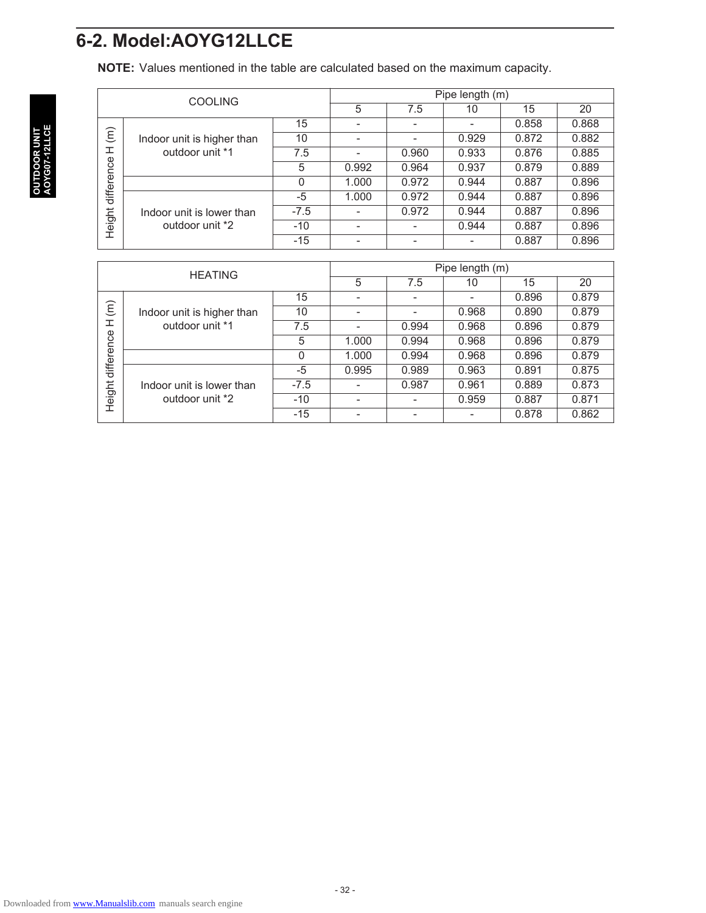## 6-2. Model:AOYG12LLCE

**NOTE:** Values mentioned in the table are calculated based on the maximum capacity.

| COOLING | | | Pipe length (m) | | | | |
|---|---|---|---|---|---|---|---|
| | | | 5 | 7.5 | 10 | 15 | 20 |
| Height difference H (m) | Indoor unit is higher than outdoor unit *1 | 15 | - | - | - | 0.858 | 0.868 |
| | | 10 | - | - | 0.929 | 0.872 | 0.882 |
| | | 7.5 | - | 0.960 | 0.933 | 0.876 | 0.885 |
| | | 5 | 0.992 | 0.964 | 0.937 | 0.879 | 0.889 |
| | | 0 | 1.000 | 0.972 | 0.944 | 0.887 | 0.896 |
| | Indoor unit is lower than outdoor unit *2 | -5 | 1.000 | 0.972 | 0.944 | 0.887 | 0.896 |
| | | -7.5 | - | 0.972 | 0.944 | 0.887 | 0.896 |
| | | -10 | - | - | 0.944 | 0.887 | 0.896 |
| | | -15 | - | - | - | 0.887 | 0.896 |

| HEATING | | | Pipe length (m) | | | | |
|---|---|---|---|---|---|---|---|
| | | | 5 | 7.5 | 10 | 15 | 20 |
| Height difference H (m) | Indoor unit is higher than outdoor unit *1 | 15 | - | - | - | 0.896 | 0.879 |
| | | 10 | - | - | 0.968 | 0.890 | 0.879 |
| | | 7.5 | - | 0.994 | 0.968 | 0.896 | 0.879 |
| | | 5 | 1.000 | 0.994 | 0.968 | 0.896 | 0.879 |
| | | 0 | 1.000 | 0.994 | 0.968 | 0.896 | 0.879 |
| | Indoor unit is lower than outdoor unit *2 | -5 | 0.995 | 0.989 | 0.963 | 0.891 | 0.875 |
| | | -7.5 | - | 0.987 | 0.961 | 0.889 | 0.873 |
| | | -10 | - | - | 0.959 | 0.887 | 0.871 |
| | | -15 | - | - | - | 0.878 | 0.862 |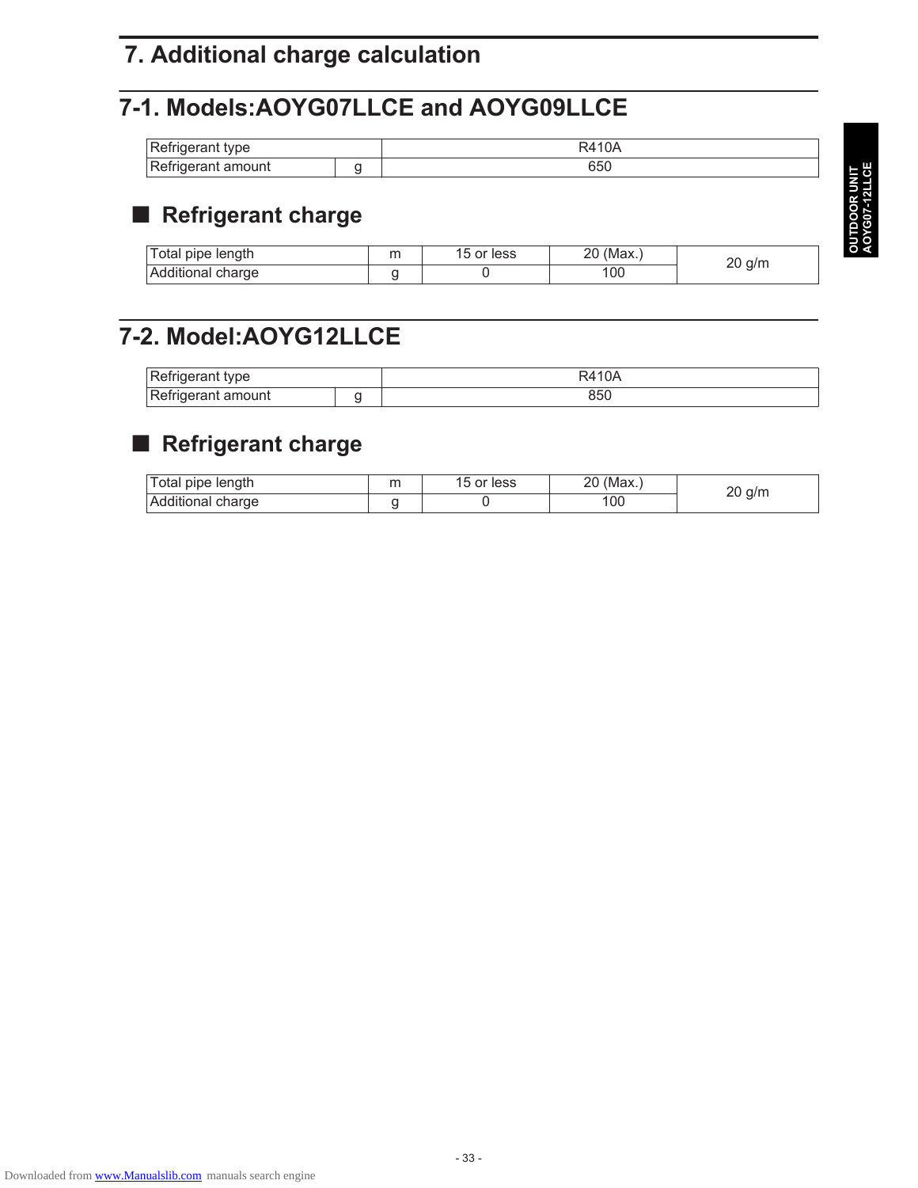# 7. Additional charge calculation

## 7-1. Models:AOYG07LLCE and AOYG09LLCE

| Refrigerant type | | R410A |
|---|---|---|
| Refrigerant amount | g | 650 |

### ■ Refrigerant charge

| Total pipe length | m | 15 or less | 20 (Max.) | 20 g/m |
|---|---|---|---|---|
| Additional charge | g | 0 | 100 | |

## 7-2. Model:AOYG12LLCE

| Refrigerant type | | R410A |
|---|---|---|
| Refrigerant amount | g | 850 |

### ■ Refrigerant charge

| Total pipe length | m | 15 or less | 20 (Max.) | 20 g/m |
|---|---|---|---|---|
| Additional charge | g | 0 | 100 | |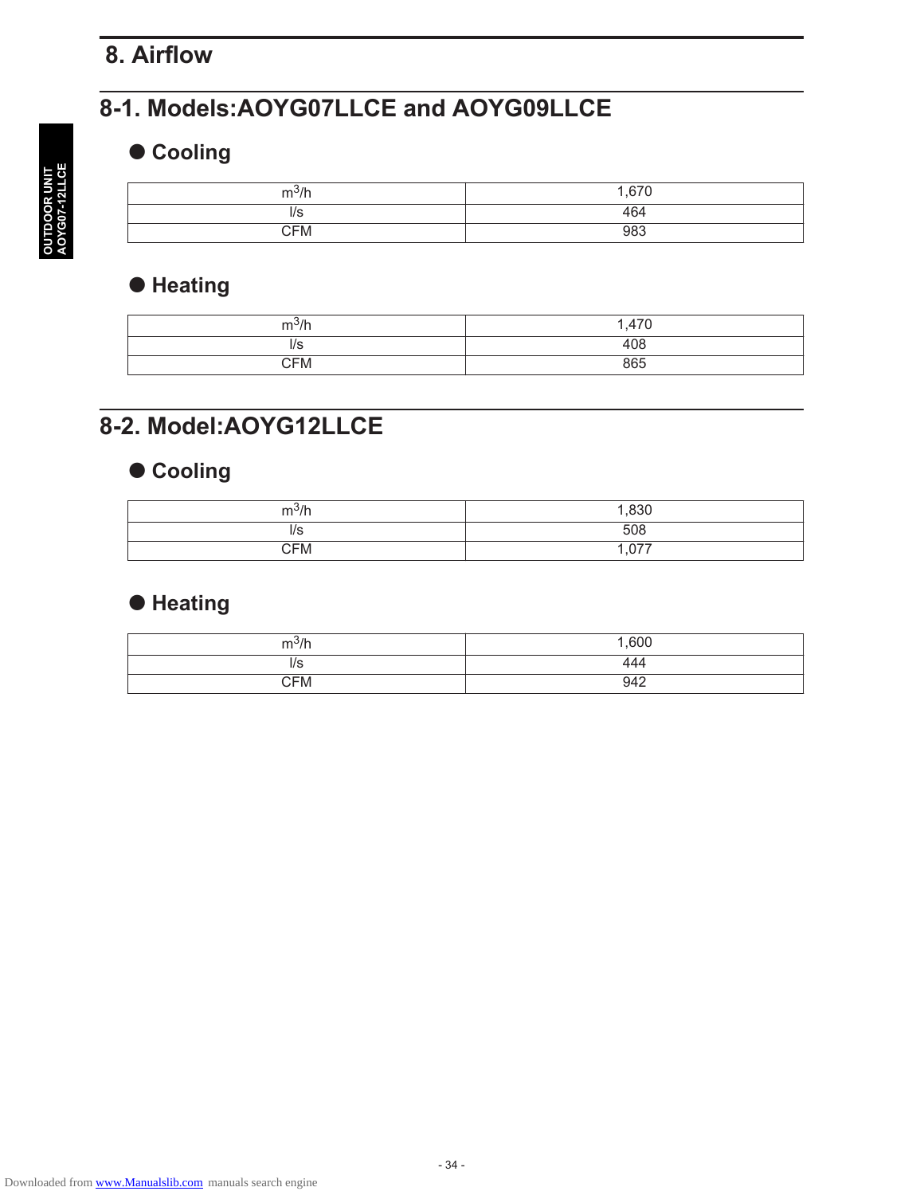# 8. Airflow

## 8-1. Models:AOYG07LLCE and AOYG09LLCE

### ● Cooling

| | |
|---|---|
| $m^3/h$ | 1,670 |
| l/s | 464 |
| CFM | 983 |

### ● Heating

| | |
|---|---|
| $m^3/h$ | 1,470 |
| l/s | 408 |
| CFM | 865 |

## 8-2. Model:AOYG12LLCE

### ● Cooling

| | |
|---|---|
| $m^3/h$ | 1,830 |
| l/s | 508 |
| CFM | 1,077 |

### ● Heating

| | |
|---|---|
| $m^3/h$ | 1,600 |
| l/s | 444 |
| CFM | 942 |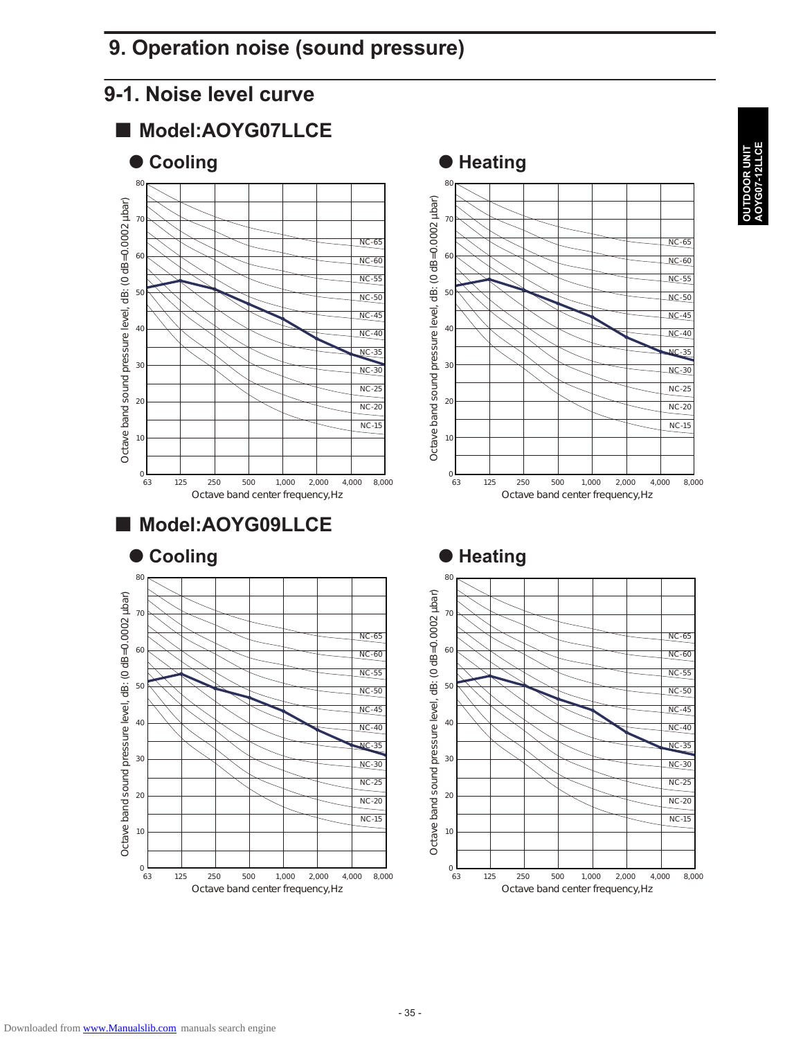# 9. Operation noise (sound pressure)

## 9-1. Noise level curve

### ■ Model:AOYG07LLCE

● **Cooling**

● **Heating**

### ■ Model:AOYG09LLCE

● **Cooling**

● **Heating**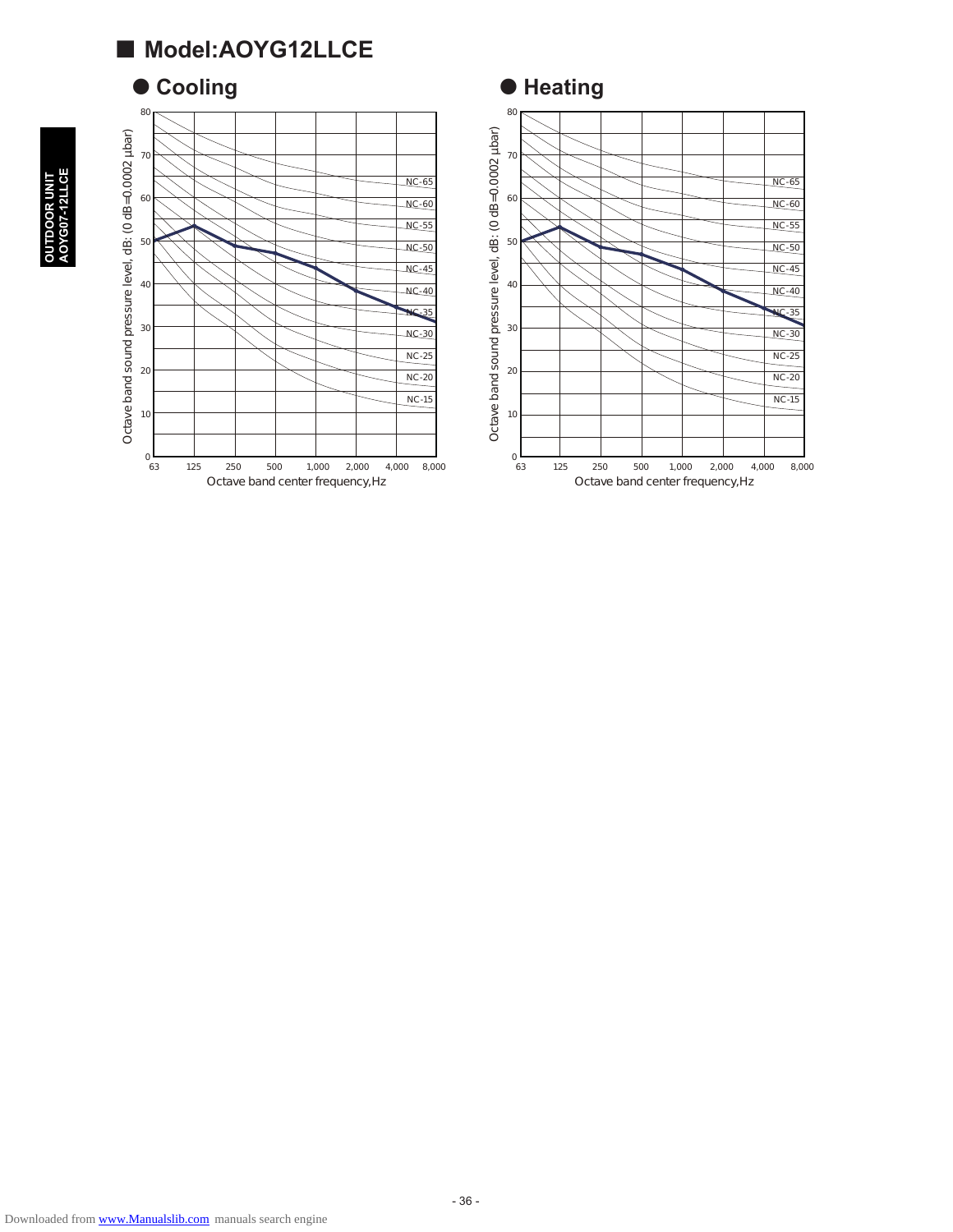## ■ Model:AOYG12LLCE

### ● Cooling

Octave band sound pressure level, dB: (0 dB=0.0002 µbar)

NC-65
NC-60
NC-55
NC-50
NC-45
NC-40
NC-35
NC-30
NC-25
NC-20
NC-15

63 125 250 500 1,000 2,000 4,000 8,000

Octave band center frequency,Hz

### ● Heating

Octave band sound pressure level, dB: (0 dB=0.0002 µbar)

NC-65
NC-60
NC-55
NC-50
NC-45
NC-40
NC-35
NC-30
NC-25
NC-20
NC-15

63 125 250 500 1,000 2,000 4,000 8,000

Octave band center frequency,Hz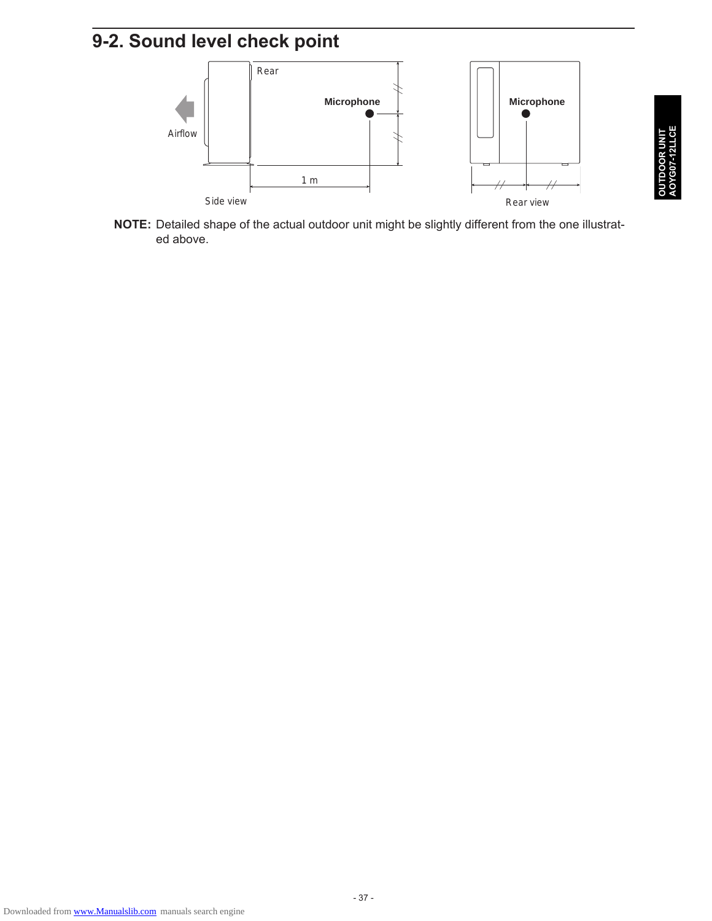## 9-2. Sound level check point

**NOTE:** Detailed shape of the actual outdoor unit might be slightly different from the one illustrated above.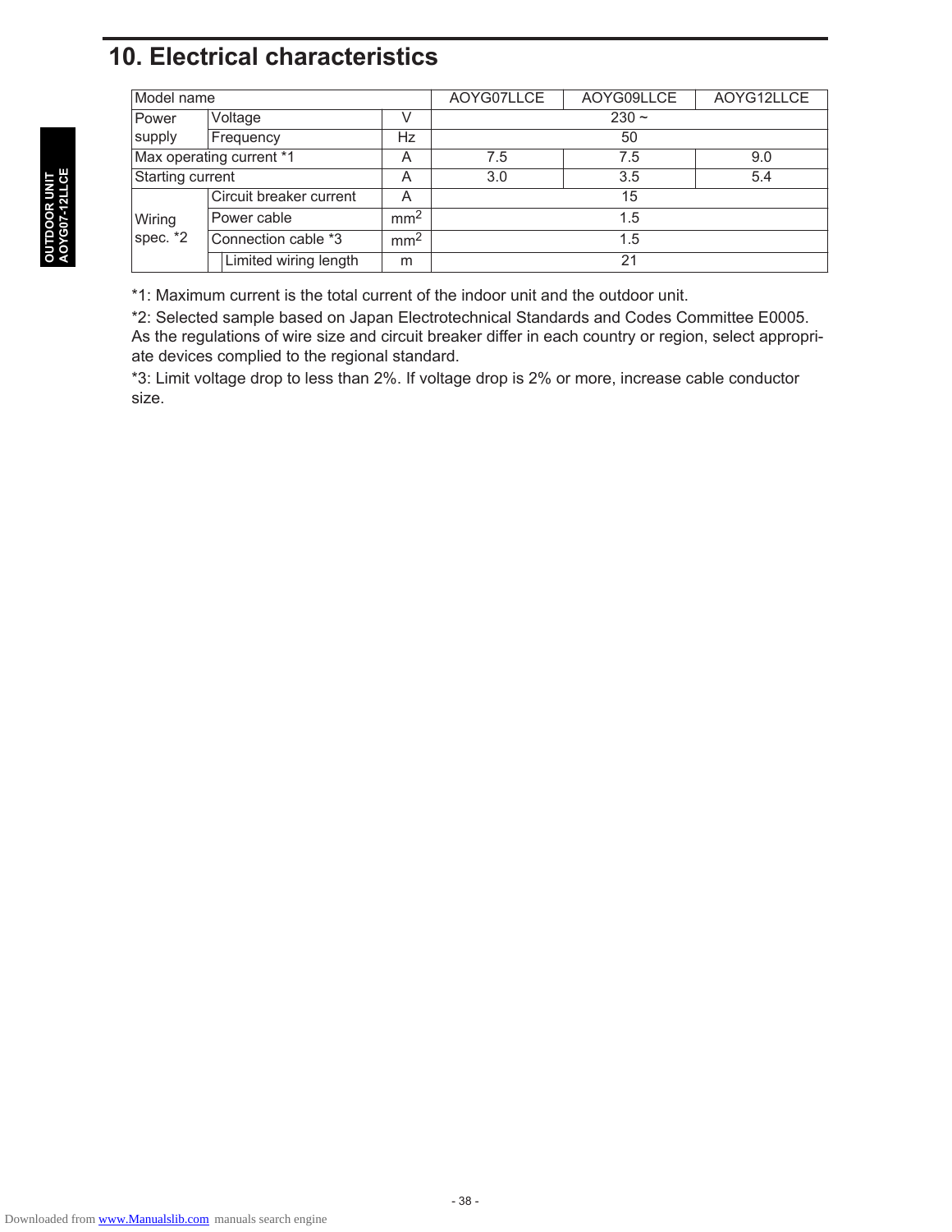## 10. Electrical characteristics

| Model name | | | AOYG07LLCE | AOYG09LLCE | AOYG12LLCE |
|---|---|---|---|---|---|
| Power supply | Voltage | V | 230 ~ | | |
| | Frequency | Hz | 50 | | |
| Max operating current *1 | | A | 7.5 | 7.5 | 9.0 |
| Starting current | | A | 3.0 | 3.5 | 5.4 |
| Wiring spec. *2 | Circuit breaker current | A | 15 | | |
| | Power cable | $mm^2$ | 1.5 | | |
| | Connection cable *3 | $mm^2$ | 1.5 | | |
| | Limited wiring length | m | 21 | | |

*1: Maximum current is the total current of the indoor unit and the outdoor unit.

*2: Selected sample based on Japan Electrotechnical Standards and Codes Committee E0005. As the regulations of wire size and circuit breaker differ in each country or region, select appropriate devices complied to the regional standard.

*3: Limit voltage drop to less than 2%. If voltage drop is 2% or more, increase cable conductor size.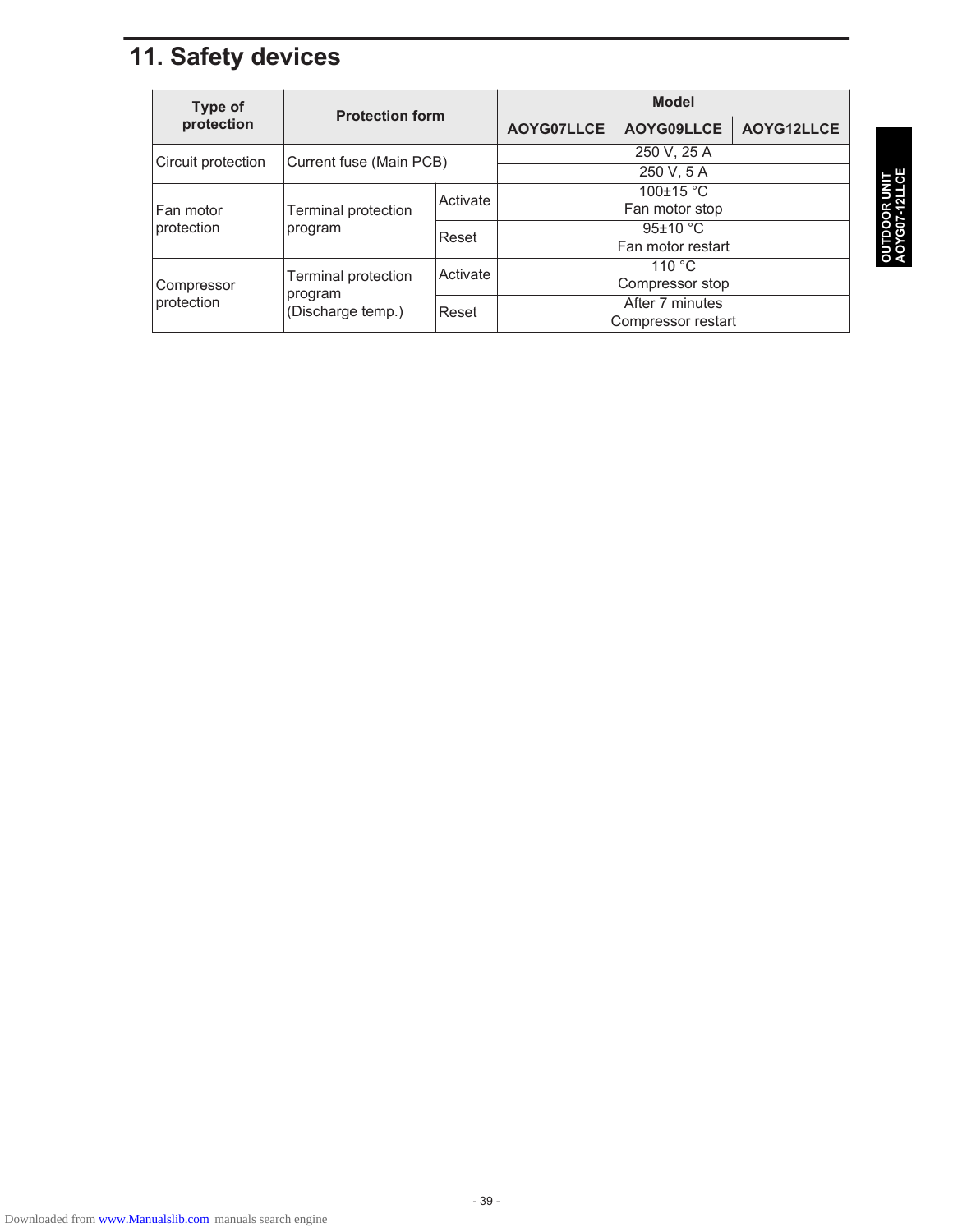# 11. Safety devices

| Type of protection | Protection form | | Model | | |
|---|---|---|---|---|---|
| | | | AOYG07LLCE | AOYG09LLCE | AOYG12LLCE |
| Circuit protection | Current fuse (Main PCB) | | 250 V, 25 A | | |
| | | | 250 V, 5 A | | |
| Fan motor protection | Terminal protection program | Activate | 100±15 °C Fan motor stop | | |
| | | Reset | 95±10 °C Fan motor restart | | |
| Compressor protection | Terminal protection program (Discharge temp.) | Activate | 110 °C Compressor stop | | |
| | | Reset | After 7 minutes Compressor restart | | |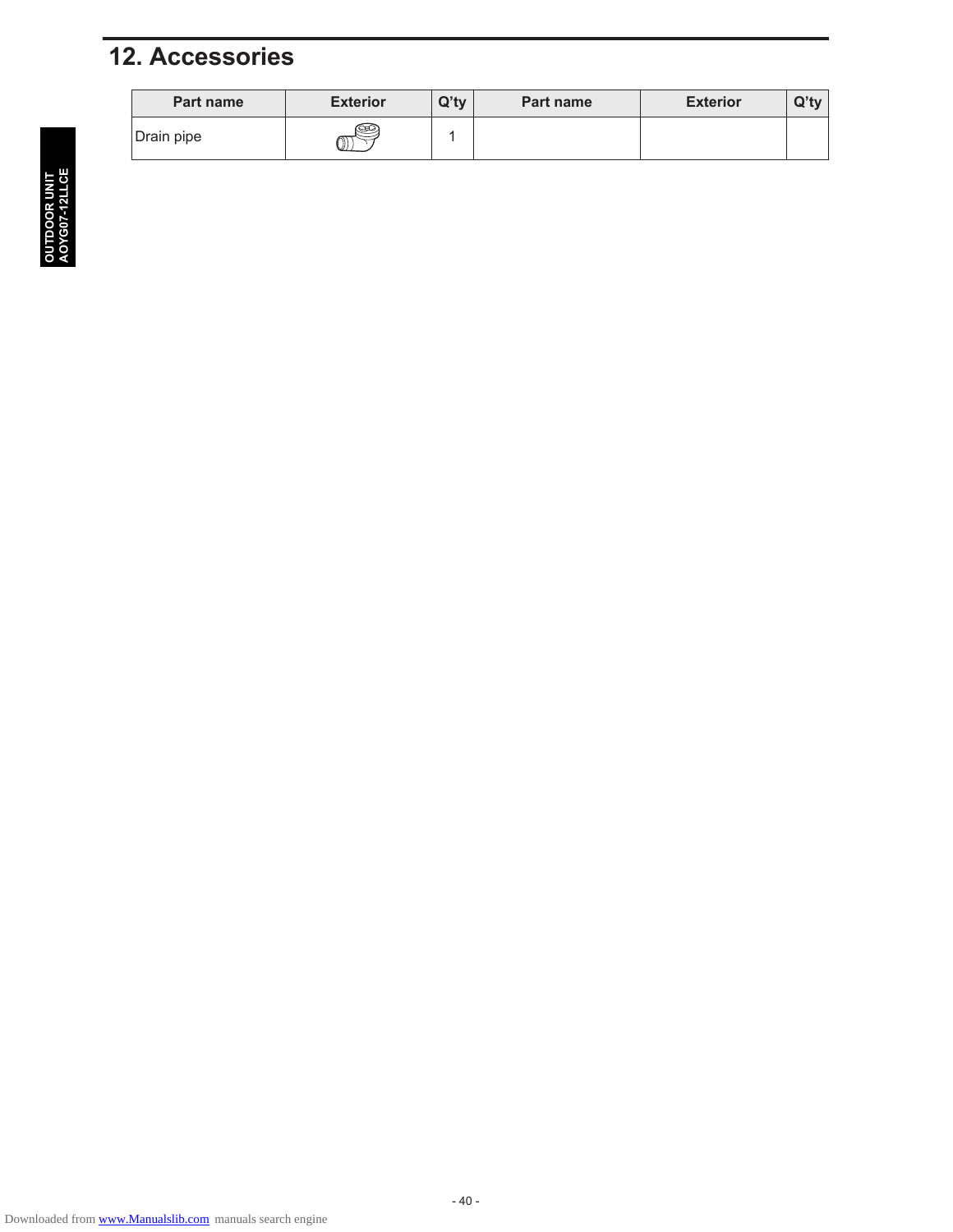## 12. Accessories

| Part name | Exterior | Q'ty | Part name | Exterior | Q'ty |
|---|---|---|---|---|---|
| Drain pipe | | 1 | | | |